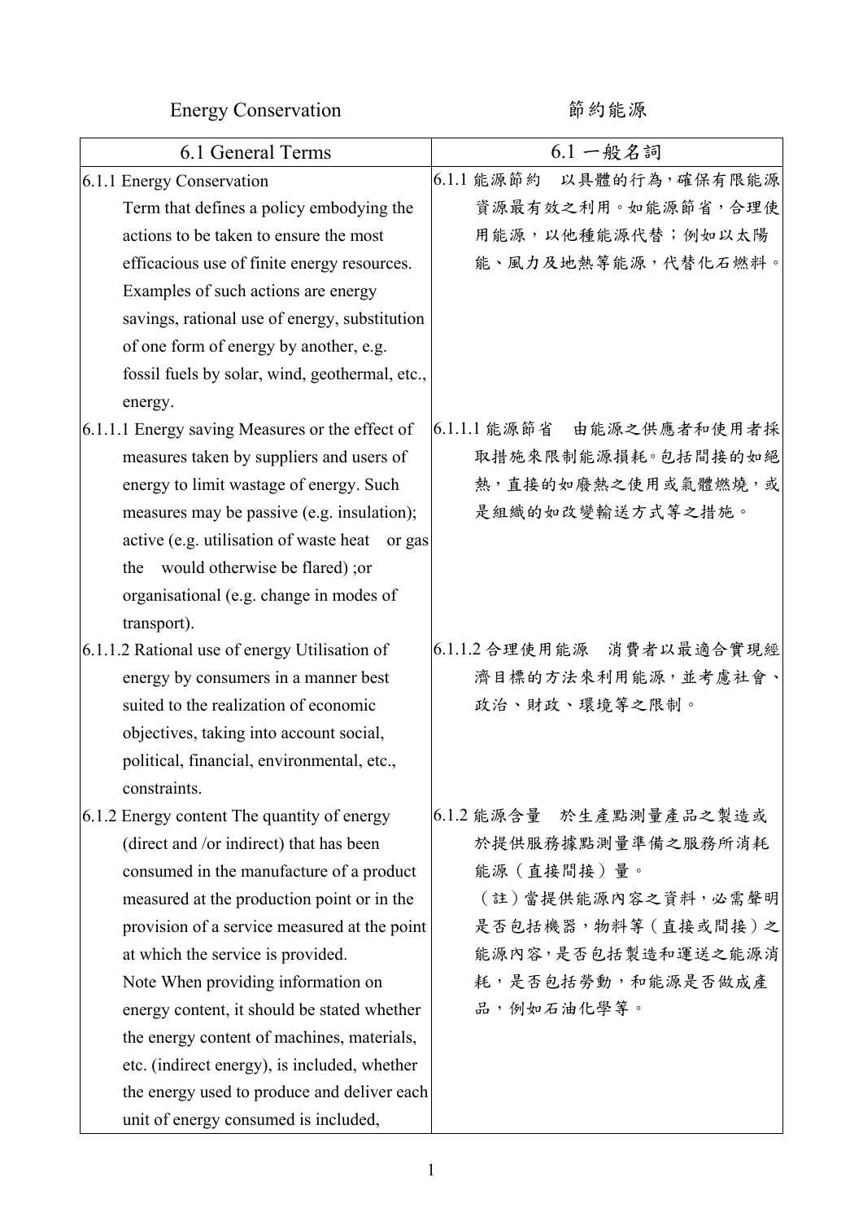Energy Conservation 節約能源

| 6.1 General Terms | 6.1 一般名詞 |
| --- | --- |
| 6.1.1 Energy Conservation Term that defines a policy embodying the actions to be taken to ensure the most efficacious use of finite energy resources. Examples of such actions are energy savings, rational use of energy, substitution of one form of energy by another, e.g. fossil fuels by solar, wind, geothermal, etc., energy. | 6.1.1 能源節約 以具體的行為，確保有限能源資源最有效之利用。如能源節省，合理使用能源，以他種能源代替；例如以太陽能、風力及地熱等能源，代替化石燃料。 |
| 6.1.1.1 Energy saving Measures or the effect of measures taken by suppliers and users of energy to limit wastage of energy. Such measures may be passive (e.g. insulation); active (e.g. utilisation of waste heat or gas the would otherwise be flared) ;or organisational (e.g. change in modes of transport). | 6.1.1.1 能源節省 由能源之供應者和使用者採取措施來限制能源損耗。包括間接的如絕熱，直接的如廢熱之使用或氣體燃燒，或是組織的如改變輸送方式等之措施。 |
| 6.1.1.2 Rational use of energy Utilisation of energy by consumers in a manner best suited to the realization of economic objectives, taking into account social, political, financial, environmental, etc., constraints. | 6.1.1.2 合理使用能源 消費者以最適合實現經濟目標的方法來利用能源，並考慮社會、政治、財政、環境等之限制。 |
| 6.1.2 Energy content The quantity of energy (direct and /or indirect) that has been consumed in the manufacture of a product measured at the production point or in the provision of a service measured at the point at which the service is provided. Note When providing information on energy content, it should be stated whether the energy content of machines, materials, etc. (indirect energy), is included, whether the energy used to produce and deliver each unit of energy consumed is included, | 6.1.2 能源含量 於生產點測量產品之製造或於提供服務據點測量準備之服務所消耗能源（直接間接）量。（註）當提供能源內容之資料，必需聲明是否包括機器，物料等（直接或間接）之能源內容，是否包括製造和運送之能源消耗，是否包括勞動，和能源是否做成產品，例如石油化學等。 |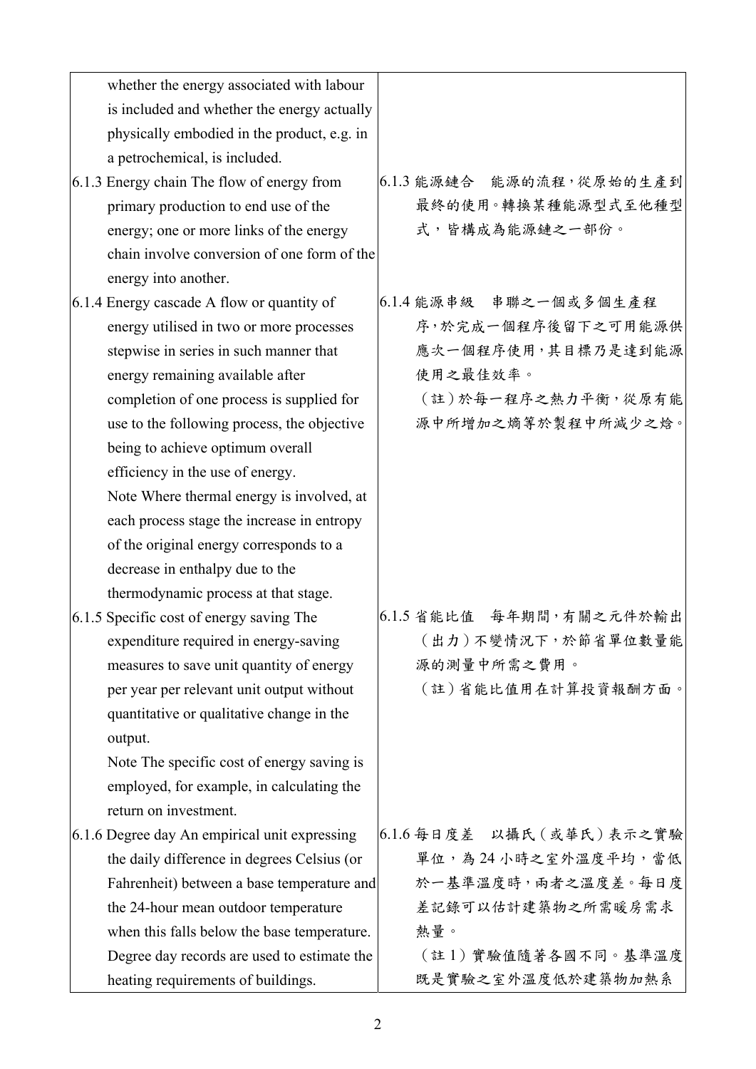| | |
|---|---|
| whether the energy associated with labour is included and whether the energy actually physically embodied in the product, e.g. in a petrochemical, is included. | |
| 6.1.3 Energy chain The flow of energy from primary production to end use of the energy; one or more links of the energy chain involve conversion of one form of the energy into another. | 6.1.3 能源鏈合　能源的流程，從原始的生產到最終的使用。轉換某種能源型式至他種型式，皆構成為能源鏈之一部份。 |
| 6.1.4 Energy cascade A flow or quantity of energy utilised in two or more processes stepwise in series in such manner that energy remaining available after completion of one process is supplied for use to the following process, the objective being to achieve optimum overall efficiency in the use of energy.<br>Note Where thermal energy is involved, at each process stage the increase in entropy of the original energy corresponds to a decrease in enthalpy due to the thermodynamic process at that stage. | 6.1.4 能源串級　串聯之一個或多個生產程序，於完成一個程序後留下之可用能源供應次一個程序使用，其目標乃是達到能源使用之最佳效率。<br>（註）於每一程序之熱力平衡，從原有能源中所增加之熵等於製程中所減少之焓。 |
| 6.1.5 Specific cost of energy saving The expenditure required in energy-saving measures to save unit quantity of energy per year per relevant unit output without quantitative or qualitative change in the output.<br>Note The specific cost of energy saving is employed, for example, in calculating the return on investment. | 6.1.5 省能比值　每年期間，有關之元件於輸出（出力）不變情況下，於節省單位數量能源的測量中所需之費用。<br>（註）省能比值用在計算投資報酬方面。 |
| 6.1.6 Degree day An empirical unit expressing the daily difference in degrees Celsius (or Fahrenheit) between a base temperature and the 24-hour mean outdoor temperature when this falls below the base temperature. Degree day records are used to estimate the heating requirements of buildings. | 6.1.6 每日度差　以攝氏（或華氏）表示之實驗單位，為 24 小時之室外溫度平均，當低於一基準溫度時，兩者之溫度差。每日度差記錄可以估計建築物之所需暖房需求熱量。<br>（註 1）實驗值隨著各國不同。基準溫度既是實驗之室外溫度低於建築物加熱系 |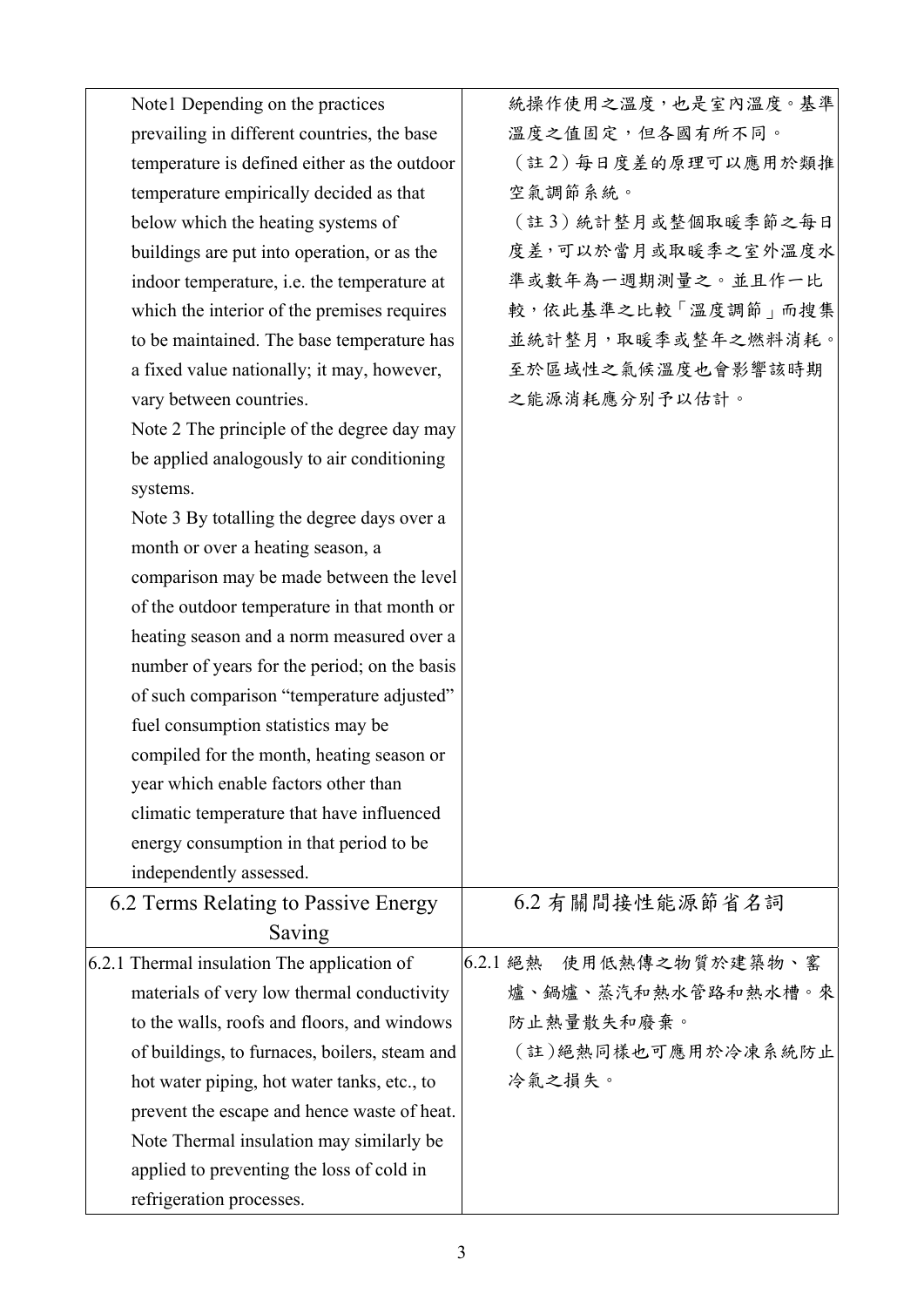| | |
|---|---|
| Note1 Depending on the practices prevailing in different countries, the base temperature is defined either as the outdoor temperature empirically decided as that below which the heating systems of buildings are put into operation, or as the indoor temperature, i.e. the temperature at which the interior of the premises requires to be maintained. The base temperature has a fixed value nationally; it may, however, vary between countries.<br>Note 2 The principle of the degree day may be applied analogously to air conditioning systems.<br>Note 3 By totalling the degree days over a month or over a heating season, a comparison may be made between the level of the outdoor temperature in that month or heating season and a norm measured over a number of years for the period; on the basis of such comparison "temperature adjusted" fuel consumption statistics may be compiled for the month, heating season or year which enable factors other than climatic temperature that have influenced energy consumption in that period to be independently assessed. | 統操作使用之溫度，也是室內溫度。基準溫度之值固定，但各國有所不同。<br>（註 2）每日度差的原理可以應用於類推空氣調節系統。<br>（註 3）統計整月或整個取暖季節之每日度差，可以於當月或取暖季之室外溫度水準或數年為一週期測量之。並且作一比較，依此基準之比較「溫度調節」而搜集並統計整月，取暖季或整年之燃料消耗。至於區域性之氣候溫度也會影響該時期之能源消耗應分別予以估計。 |
| **6.2 Terms Relating to Passive Energy Saving** | **6.2 有關間接性能源節省名詞** |
| 6.2.1 Thermal insulation The application of materials of very low thermal conductivity to the walls, roofs and floors, and windows of buildings, to furnaces, boilers, steam and hot water piping, hot water tanks, etc., to prevent the escape and hence waste of heat.<br>Note Thermal insulation may similarly be applied to preventing the loss of cold in refrigeration processes. | 6.2.1 絕熱　使用低熱傳之物質於建築物、窰爐、鍋爐、蒸汽和熱水管路和熱水槽。來防止熱量散失和廢棄。<br>（註）絕熱同樣也可應用於冷凍系統防止冷氣之損失。 |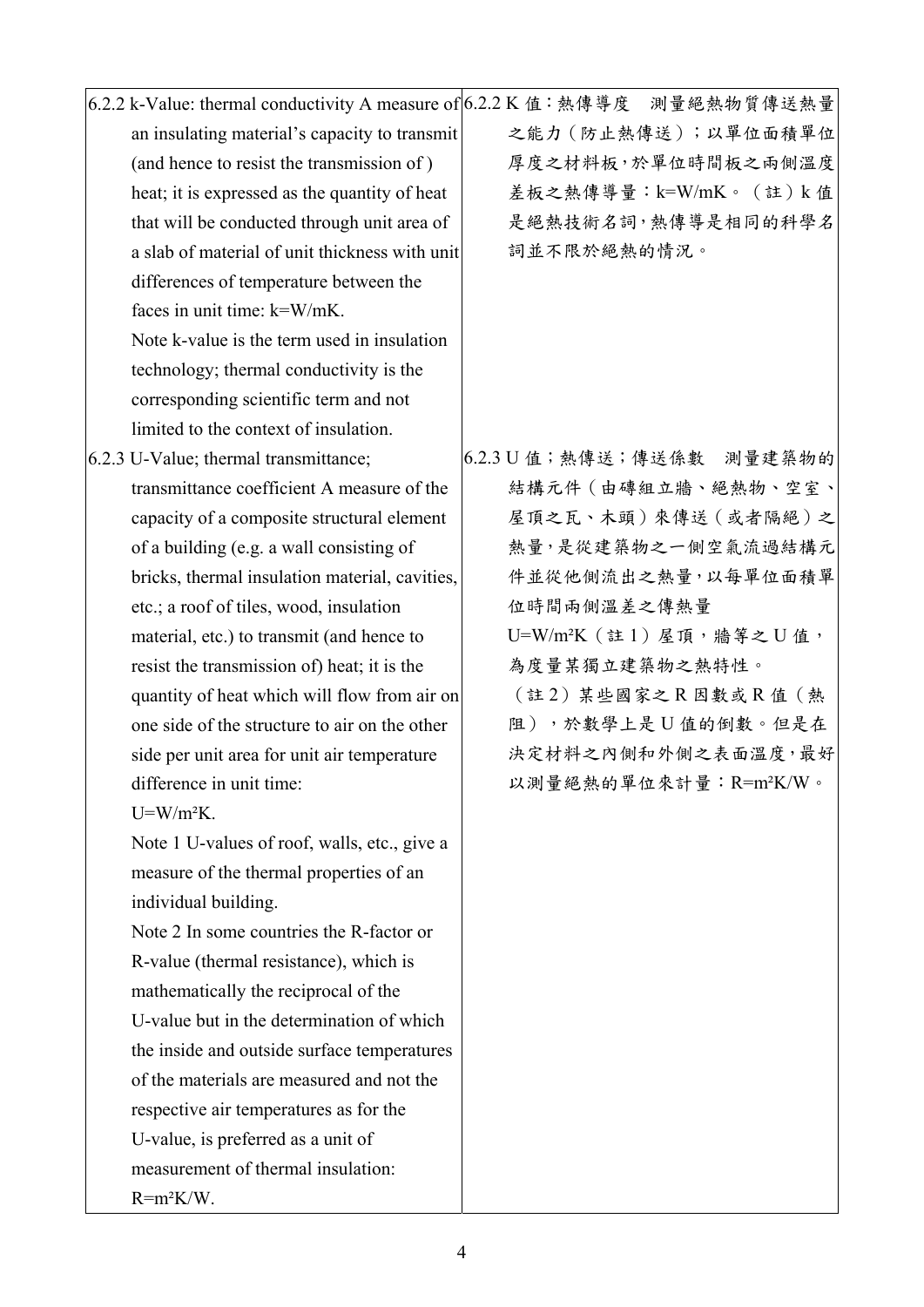| | |
|---|---|
| 6.2.2 k-Value: thermal conductivity A measure of an insulating material's capacity to transmit (and hence to resist the transmission of ) heat; it is expressed as the quantity of heat that will be conducted through unit area of a slab of material of unit thickness with unit differences of temperature between the faces in unit time: k=W/mK.<br>Note k-value is the term used in insulation technology; thermal conductivity is the corresponding scientific term and not limited to the context of insulation. | 6.2.2 K 值：熱傳導度　測量絕熱物質傳送熱量之能力（防止熱傳送）；以單位面積單位厚度之材料板，於單位時間板之兩側溫度差板之熱傳導量：k=W/mK。（註）k 值是絕熱技術名詞，熱傳導是相同的科學名詞並不限於絕熱的情況。 |
| 6.2.3 U-Value; thermal transmittance; transmittance coefficient A measure of the capacity of a composite structural element of a building (e.g. a wall consisting of bricks, thermal insulation material, cavities, etc.; a roof of tiles, wood, insulation material, etc.) to transmit (and hence to resist the transmission of) heat; it is the quantity of heat which will flow from air on one side of the structure to air on the other side per unit area for unit air temperature difference in unit time:<br>$U=W/m^2K$.<br>Note 1 U-values of roof, walls, etc., give a measure of the thermal properties of an individual building.<br>Note 2 In some countries the R-factor or R-value (thermal resistance), which is mathematically the reciprocal of the U-value but in the determination of which the inside and outside surface temperatures of the materials are measured and not the respective air temperatures as for the U-value, is preferred as a unit of measurement of thermal insulation:<br>$R=m^2K/W$. | 6.2.3 U 值；熱傳送；傳送係數　測量建築物的結構元件（由磚組立牆、絕熱物、空室、屋頂之瓦、木頭）來傳送（或者隔絕）之熱量，是從建築物之一側空氣流過結構元件並從他側流出之熱量，以每單位面積單位時間兩側溫差之傳熱量<br>$U=W/m^2K$（註 1）屋頂，牆等之 U 值，為度量某獨立建築物之熱特性。<br>（註 2）某些國家之 R 因數或 R 值（熱阻），於數學上是 U 值的倒數。但是在決定材料之內側和外側之表面溫度，最好以測量絕熱的單位來計量：$R=m^2K/W$。 |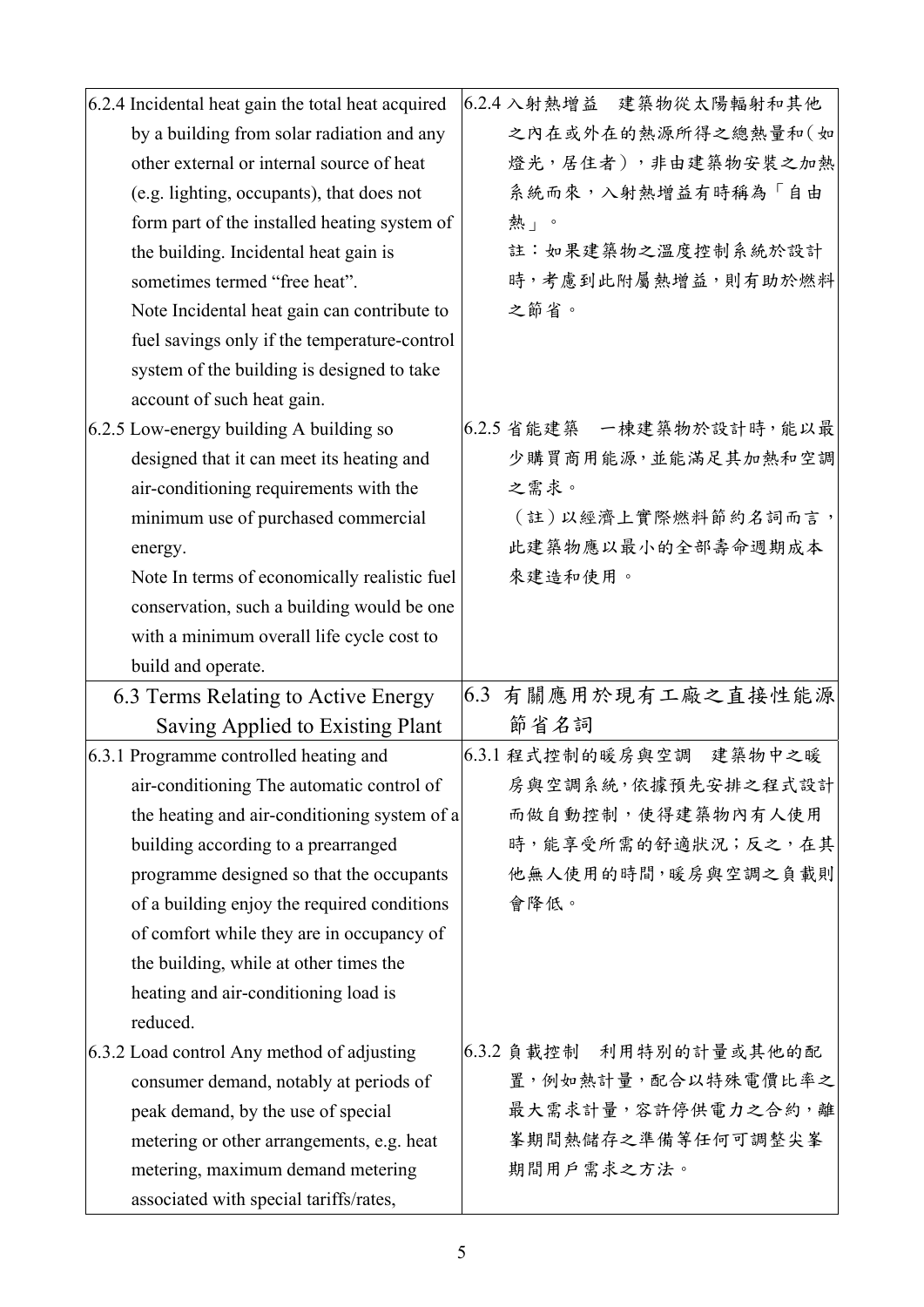| | |
|---|---|
| 6.2.4 Incidental heat gain the total heat acquired by a building from solar radiation and any other external or internal source of heat (e.g. lighting, occupants), that does not form part of the installed heating system of the building. Incidental heat gain is sometimes termed “free heat”.<br>Note Incidental heat gain can contribute to fuel savings only if the temperature-control system of the building is designed to take account of such heat gain. | 6.2.4 入射熱增益　建築物從太陽輻射和其他之內在或外在的熱源所得之總熱量和（如燈光，居住者），非由建築物安裝之加熱系統而來，入射熱增益有時稱為「自由熱」。<br>註：如果建築物之溫度控制系統於設計時，考慮到此附屬熱增益，則有助於燃料之節省。 |
| 6.2.5 Low-energy building A building so designed that it can meet its heating and air-conditioning requirements with the minimum use of purchased commercial energy.<br>Note In terms of economically realistic fuel conservation, such a building would be one with a minimum overall life cycle cost to build and operate. | 6.2.5 省能建築　一棟建築物於設計時，能以最少購買商用能源，並能滿足其加熱和空調之需求。<br>（註）以經濟上實際燃料節約名詞而言，此建築物應以最小的全部壽命週期成本來建造和使用。 |
| **6.3 Terms Relating to Active Energy Saving Applied to Existing Plant** | **6.3 有關應用於現有工廠之直接性能源節省名詞** |
| 6.3.1 Programme controlled heating and air-conditioning The automatic control of the heating and air-conditioning system of a building according to a prearranged programme designed so that the occupants of a building enjoy the required conditions of comfort while they are in occupancy of the building, while at other times the heating and air-conditioning load is reduced. | 6.3.1 程式控制的暖房與空調　建築物中之暖房與空調系統，依據預先安排之程式設計而做自動控制，使得建築物內有人使用時，能享受所需的舒適狀況；反之，在其他無人使用的時間，暖房與空調之負載則會降低。 |
| 6.3.2 Load control Any method of adjusting consumer demand, notably at periods of peak demand, by the use of special metering or other arrangements, e.g. heat metering, maximum demand metering associated with special tariffs/rates, | 6.3.2 負載控制　利用特別的計量或其他的配置，例如熱計量，配合以特殊電價比率之最大需求計量，容許停供電力之合約，離峯期間熱儲存之準備等任何可調整尖峯期間用戶需求之方法。 |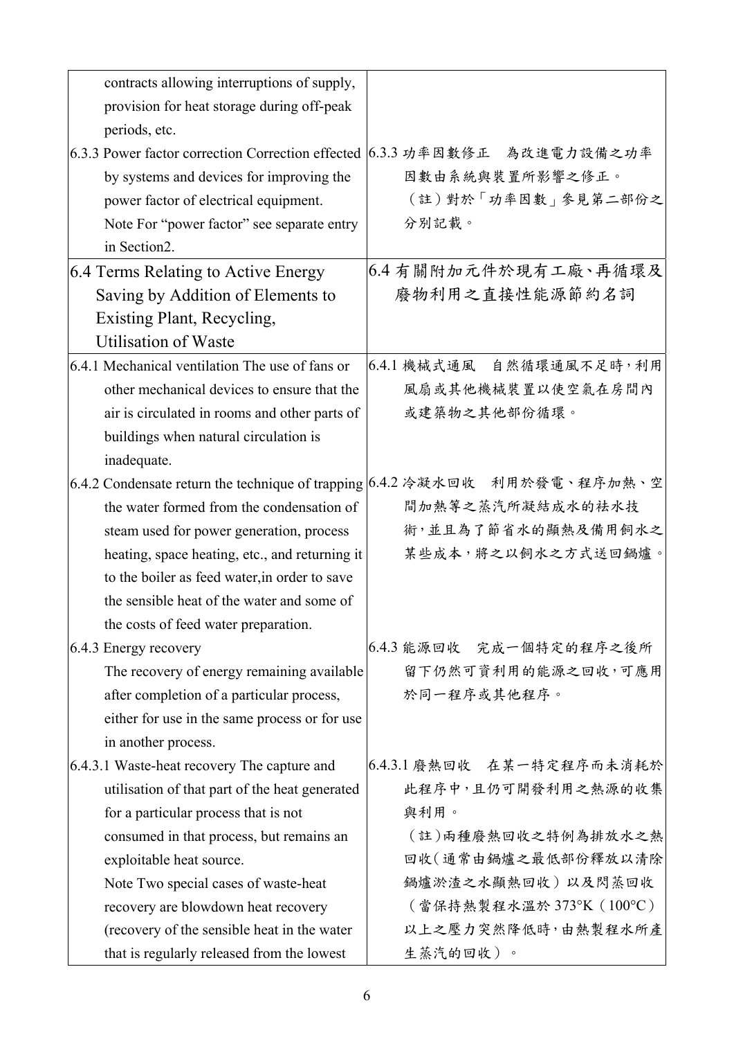| | |
|---|---|
| contracts allowing interruptions of supply, provision for heat storage during off-peak periods, etc. | |
| 6.3.3 Power factor correction Correction effected by systems and devices for improving the power factor of electrical equipment.<br>Note For "power factor" see separate entry in Section2. | 6.3.3 功率因數修正　為改進電力設備之功率因數由系統與裝置所影響之修正。<br>（註）對於「功率因數」參見第二部份之分別記載。 |
| **6.4 Terms Relating to Active Energy Saving by Addition of Elements to Existing Plant, Recycling, Utilisation of Waste** | **6.4 有關附加元件於現有工廠、再循環及廢物利用之直接性能源節約名詞** |
| 6.4.1 Mechanical ventilation The use of fans or other mechanical devices to ensure that the air is circulated in rooms and other parts of buildings when natural circulation is inadequate. | 6.4.1 機械式通風　自然循環通風不足時，利用風扇或其他機械裝置以使空氣在房間內或建築物之其他部份循環。 |
| 6.4.2 Condensate return the technique of trapping the water formed from the condensation of steam used for power generation, process heating, space heating, etc., and returning it to the boiler as feed water,in order to save the sensible heat of the water and some of the costs of feed water preparation. | 6.4.2 冷凝水回收　利用於發電、程序加熱、空間加熱等之蒸汽所凝結成水的祛水技術，並且為了節省水的顯熱及備用飼水之某些成本，將之以飼水之方式送回鍋爐。 |
| 6.4.3 Energy recovery<br>The recovery of energy remaining available after completion of a particular process, either for use in the same process or for use in another process. | 6.4.3 能源回收　完成一個特定的程序之後所留下仍然可資利用的能源之回收，可應用於同一程序或其他程序。 |
| 6.4.3.1 Waste-heat recovery The capture and utilisation of that part of the heat generated for a particular process that is not consumed in that process, but remains an exploitable heat source.<br>Note Two special cases of waste-heat recovery are blowdown heat recovery (recovery of the sensible heat in the water that is regularly released from the lowest | 6.4.3.1 廢熱回收　在某一特定程序而未消耗於此程序中，且仍可開發利用之熱源的收集與利用。<br>（註）兩種廢熱回收之特例為排放水之熱回收（通常由鍋爐之最低部份釋放以清除鍋爐淤渣之水顯熱回收）以及閃蒸回收（當保持熱製程水溫於 373°K（100°C）以上之壓力突然降低時，由熱製程水所產生蒸汽的回收）。 |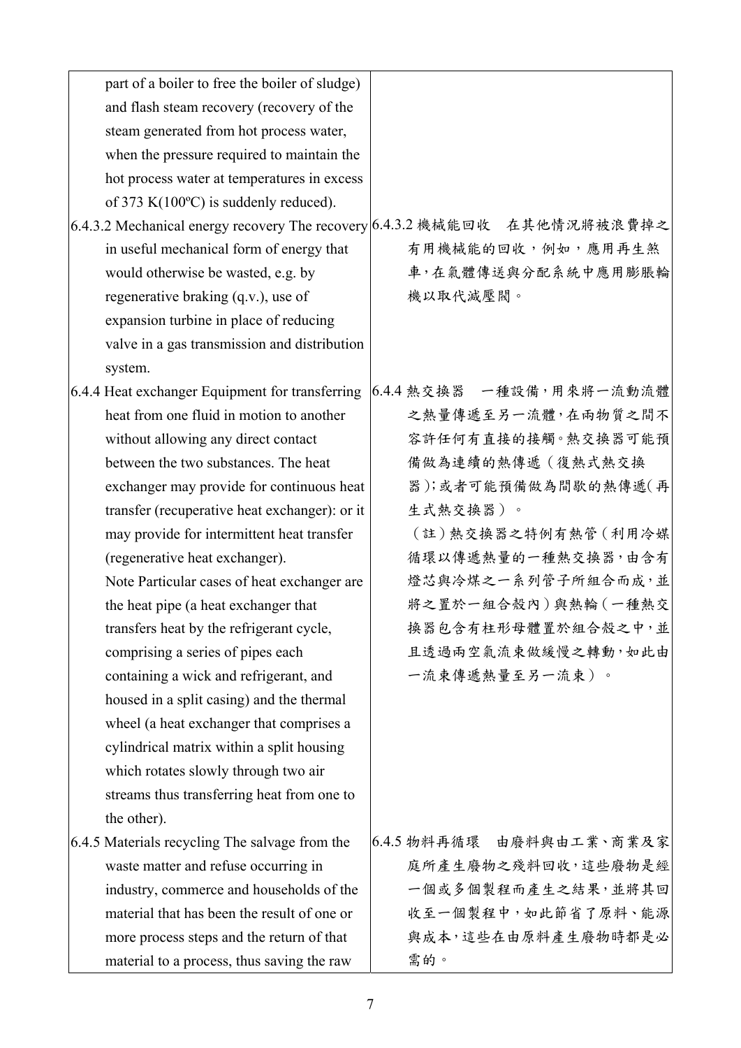| | |
|---|---|
| part of a boiler to free the boiler of sludge) and flash steam recovery (recovery of the steam generated from hot process water, when the pressure required to maintain the hot process water at temperatures in excess of 373 K(100ºC) is suddenly reduced). | |
| 6.4.3.2 Mechanical energy recovery The recovery in useful mechanical form of energy that would otherwise be wasted, e.g. by regenerative braking (q.v.), use of expansion turbine in place of reducing valve in a gas transmission and distribution system. | 6.4.3.2 機械能回收　在其他情況將被浪費掉之有用機械能的回收，例如，應用再生煞車，在氣體傳送與分配系統中應用膨脹輪機以取代減壓閥。 |
| 6.4.4 Heat exchanger Equipment for transferring heat from one fluid in motion to another without allowing any direct contact between the two substances. The heat exchanger may provide for continuous heat transfer (recuperative heat exchanger): or it may provide for intermittent heat transfer (regenerative heat exchanger).<br>Note Particular cases of heat exchanger are the heat pipe (a heat exchanger that transfers heat by the refrigerant cycle, comprising a series of pipes each containing a wick and refrigerant, and housed in a split casing) and the thermal wheel (a heat exchanger that comprises a cylindrical matrix within a split housing which rotates slowly through two air streams thus transferring heat from one to the other). | 6.4.4 熱交換器　一種設備，用來將一流動流體之熱量傳遞至另一流體，在兩物質之間不容許任何有直接的接觸。熱交換器可能預備做為連續的熱傳遞（復熱式熱交換器）；或者可能預備做為間歇的熱傳遞（再生式熱交換器）。<br>（註）熱交換器之特例有熱管（利用冷媒循環以傳遞熱量的一種熱交換器，由含有燈芯與冷煤之一系列管子所組合而成，並將之置於一組合殼內）與熱輪（一種熱交換器包含有柱形母體置於組合殼之中，並且透過兩空氣流束做緩慢之轉動，如此由一流束傳遞熱量至另一流束）。 |
| 6.4.5 Materials recycling The salvage from the waste matter and refuse occurring in industry, commerce and households of the material that has been the result of one or more process steps and the return of that material to a process, thus saving the raw | 6.4.5 物料再循環　由廢料與由工業、商業及家庭所產生廢物之殘料回收，這些廢物是經一個或多個製程而產生之結果，並將其回收至一個製程中，如此節省了原料、能源與成本，這些在由原料產生廢物時都是必需的。 |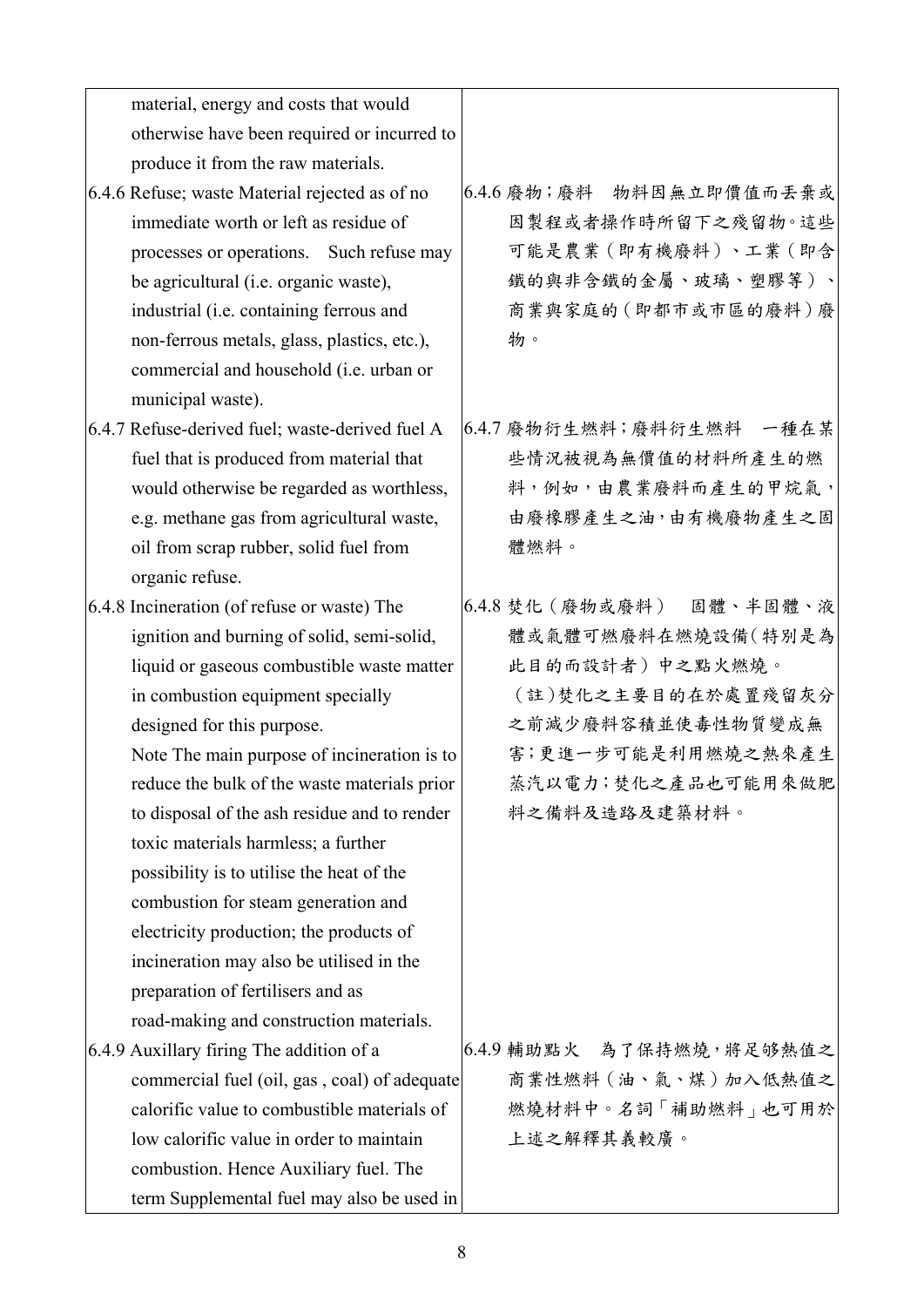| | |
|---|---|
| material, energy and costs that would otherwise have been required or incurred to produce it from the raw materials. | |
| 6.4.6 Refuse; waste Material rejected as of no immediate worth or left as residue of processes or operations. Such refuse may be agricultural (i.e. organic waste), industrial (i.e. containing ferrous and non-ferrous metals, glass, plastics, etc.), commercial and household (i.e. urban or municipal waste). | 6.4.6 廢物；廢料　物料因無立即價值而丟棄或因製程或者操作時所留下之殘留物。這些可能是農業（即有機廢料）、工業（即含鐵的與非含鐵的金屬、玻璃、塑膠等）、商業與家庭的（即都市或市區的廢料）廢物。 |
| 6.4.7 Refuse-derived fuel; waste-derived fuel A fuel that is produced from material that would otherwise be regarded as worthless, e.g. methane gas from agricultural waste, oil from scrap rubber, solid fuel from organic refuse. | 6.4.7 廢物衍生燃料；廢料衍生燃料　一種在某些情況被視為無價值的材料所產生的燃料，例如，由農業廢料而產生的甲烷氣，由廢橡膠產生之油，由有機廢物產生之固體燃料。 |
| 6.4.8 Incineration (of refuse or waste) The ignition and burning of solid, semi-solid, liquid or gaseous combustible waste matter in combustion equipment specially designed for this purpose.<br>Note The main purpose of incineration is to reduce the bulk of the waste materials prior to disposal of the ash residue and to render toxic materials harmless; a further possibility is to utilise the heat of the combustion for steam generation and electricity production; the products of incineration may also be utilised in the preparation of fertilisers and as road-making and construction materials. | 6.4.8 焚化（廢物或廢料）　固體、半固體、液體或氣體可燃廢料在燃燒設備(特別是為此目的而設計者）中之點火燃燒。<br>（註)焚化之主要目的在於處置殘留灰分之前減少廢料容積並使毒性物質變成無害;更進一步可能是利用燃燒之熱來產生蒸汽以電力;焚化之產品也可能用來做肥料之備料及造路及建築材料。 |
| 6.4.9 Auxillary firing The addition of a commercial fuel (oil, gas , coal) of adequate calorific value to combustible materials of low calorific value in order to maintain combustion. Hence Auxiliary fuel. The term Supplemental fuel may also be used in | 6.4.9 輔助點火　為了保持燃燒,將足够熱值之商業性燃料（油、氣、煤）加入低熱值之燃燒材料中。名詞「補助燃料」也可用於上述之解釋其義較廣。 |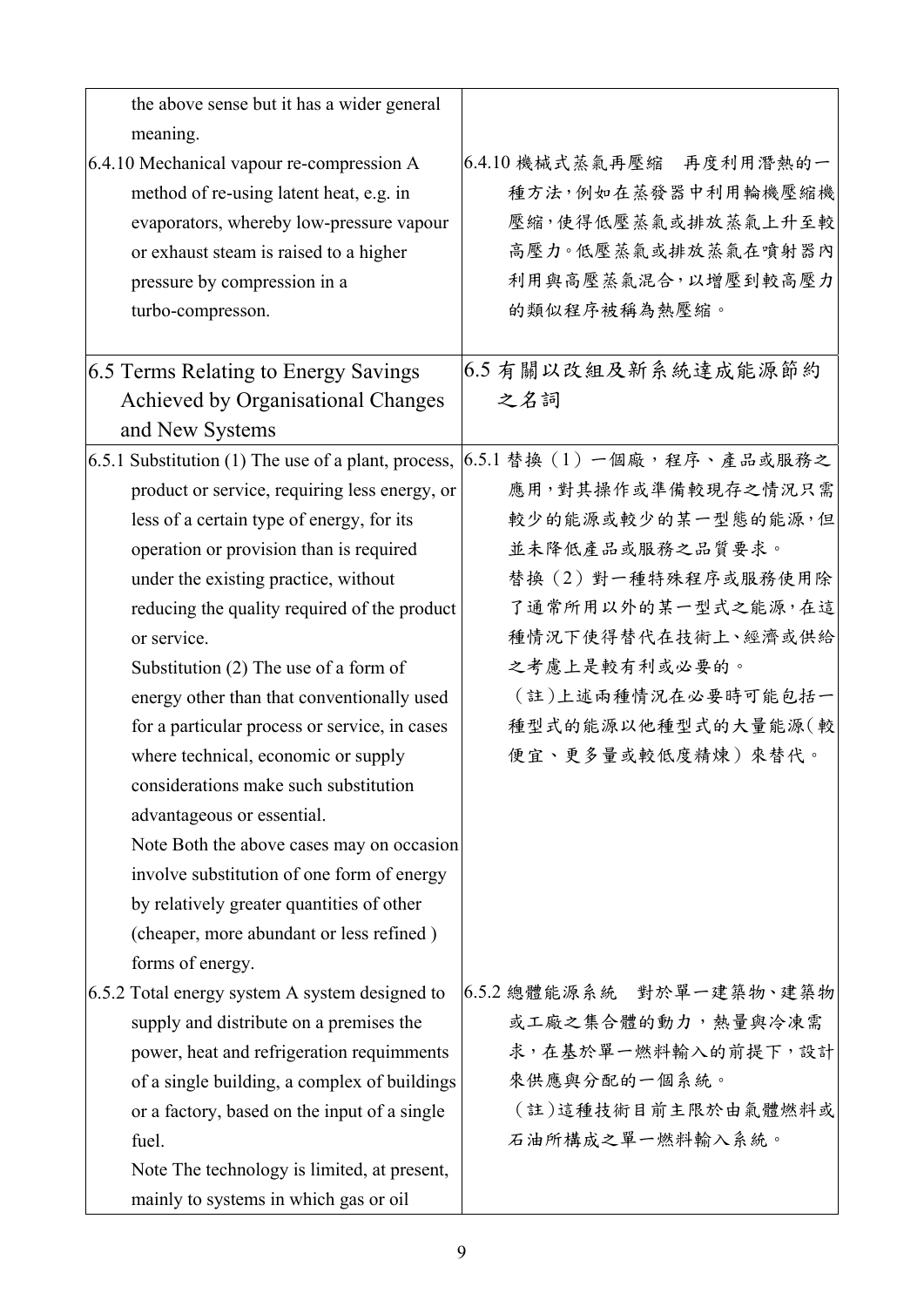| | |
|---|---|
| the above sense but it has a wider general meaning. | |
| 6.4.10 Mechanical vapour re-compression A method of re-using latent heat, e.g. in evaporators, whereby low-pressure vapour or exhaust steam is raised to a higher pressure by compression in a turbo-compresson. | 6.4.10 機械式蒸氣再壓縮　再度利用潛熱的一種方法，例如在蒸發器中利用輪機壓縮機壓縮，使得低壓蒸氣或排放蒸氣上升至較高壓力。低壓蒸氣或排放蒸氣在噴射器內利用與高壓蒸氣混合，以增壓到較高壓力的類似程序被稱為熱壓縮。 |
| **6.5 Terms Relating to Energy Savings Achieved by Organisational Changes and New Systems** | **6.5 有關以改組及新系統達成能源節約之名詞** |
| 6.5.1 Substitution (1) The use of a plant, process, product or service, requiring less energy, or less of a certain type of energy, for its operation or provision than is required under the existing practice, without reducing the quality required of the product or service.<br>Substitution (2) The use of a form of energy other than that conventionally used for a particular process or service, in cases where technical, economic or supply considerations make such substitution advantageous or essential.<br>Note Both the above cases may on occasion involve substitution of one form of energy by relatively greater quantities of other (cheaper, more abundant or less refined ) forms of energy. | 6.5.1 替換（1）一個廠，程序、產品或服務之應用，對其操作或準備較現存之情況只需較少的能源或較少的某一型態的能源，但並未降低產品或服務之品質要求。<br>替換（2）對一種特殊程序或服務使用除了通常所用以外的某一型式之能源，在這種情況下使得替代在技術上、經濟或供給之考慮上是較有利或必要的。<br>（註）上述兩種情況在必要時可能包括一種型式的能源以他種型式的大量能源（較便宜、更多量或較低度精煉）來替代。 |
| 6.5.2 Total energy system A system designed to supply and distribute on a premises the power, heat and refrigeration requimments of a single building, a complex of buildings or a factory, based on the input of a single fuel.<br>Note The technology is limited, at present, mainly to systems in which gas or oil | 6.5.2 總體能源系統　對於單一建築物、建築物或工廠之集合體的動力，熱量與冷凍需求，在基於單一燃料輸入的前提下，設計來供應與分配的一個系統。<br>（註）這種技術目前主限於由氣體燃料或石油所構成之單一燃料輸入系統。 |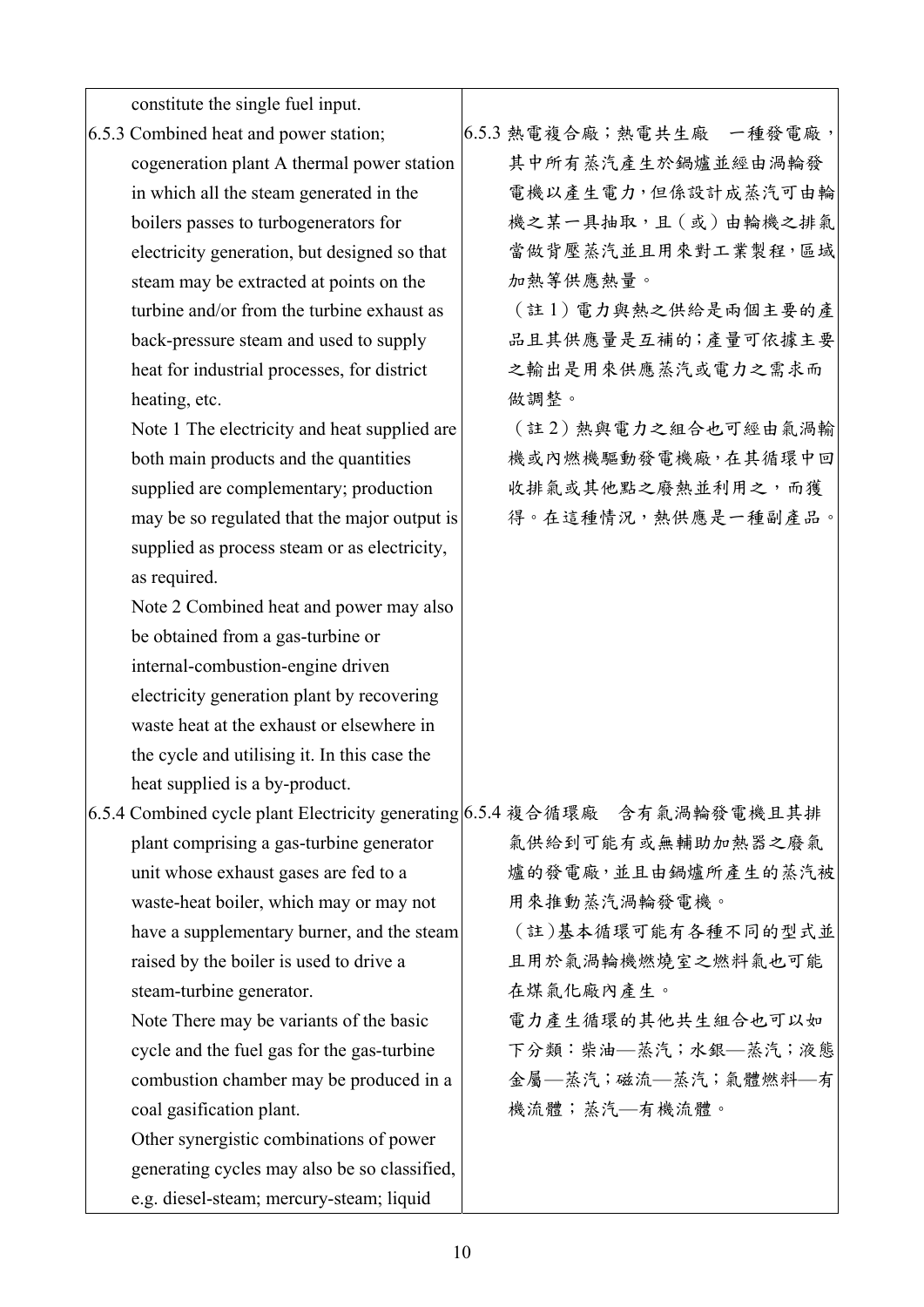| | |
|---|---|
| constitute the single fuel input. | |
| 6.5.3 Combined heat and power station; cogeneration plant A thermal power station in which all the steam generated in the boilers passes to turbogenerators for electricity generation, but designed so that steam may be extracted at points on the turbine and/or from the turbine exhaust as back-pressure steam and used to supply heat for industrial processes, for district heating, etc.<br>Note 1 The electricity and heat supplied are both main products and the quantities supplied are complementary; production may be so regulated that the major output is supplied as process steam or as electricity, as required.<br>Note 2 Combined heat and power may also be obtained from a gas-turbine or internal-combustion-engine driven electricity generation plant by recovering waste heat at the exhaust or elsewhere in the cycle and utilising it. In this case the heat supplied is a by-product. | 6.5.3 熱電複合廠；熱電共生廠　一種發電廠，其中所有蒸汽產生於鍋爐並經由渦輪發電機以產生電力，但係設計成蒸汽可由輪機之某一具抽取，且（或）由輪機之排氣當做背壓蒸汽並且用來對工業製程，區域加熱等供應熱量。<br>（註 1）電力與熱之供給是兩個主要的產品且其供應量是互補的；產量可依據主要之輸出是用來供應蒸汽或電力之需求而做調整。<br>（註 2）熱與電力之組合也可經由氣渦輪機或內燃機驅動發電機廠，在其循環中回收排氣或其他點之廢熱並利用之，而獲得。在這種情況，熱供應是一種副產品。 |
| 6.5.4 Combined cycle plant Electricity generating plant comprising a gas-turbine generator unit whose exhaust gases are fed to a waste-heat boiler, which may or may not have a supplementary burner, and the steam raised by the boiler is used to drive a steam-turbine generator.<br>Note There may be variants of the basic cycle and the fuel gas for the gas-turbine combustion chamber may be produced in a coal gasification plant.<br>Other synergistic combinations of power generating cycles may also be so classified, e.g. diesel-steam; mercury-steam; liquid | 6.5.4 複合循環廠　含有氣渦輪發電機且其排氣供給到可能有或無輔助加熱器之廢氣爐的發電廠，並且由鍋爐所產生的蒸汽被用來推動蒸汽渦輪發電機。<br>（註）基本循環可能有各種不同的型式並且用於氣渦輪機燃燒室之燃料氣也可能在煤氣化廠內產生。<br>電力產生循環的其他共生組合也可以如下分類：柴油—蒸汽；水銀—蒸汽；液態金屬—蒸汽；磁流—蒸汽；氣體燃料—有機流體；蒸汽—有機流體。 |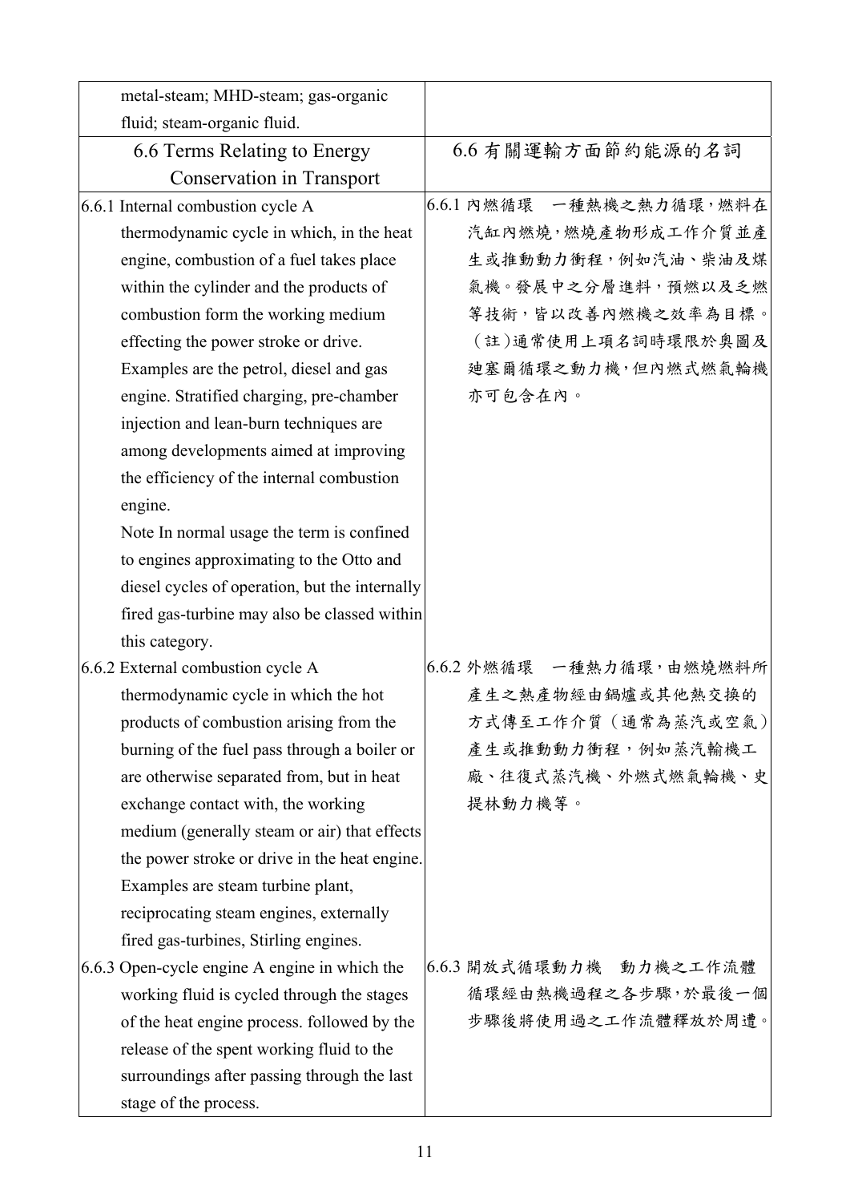| | |
|---|---|
| metal-steam; MHD-steam; gas-organic fluid; steam-organic fluid. | |
| 6.6 Terms Relating to Energy Conservation in Transport | 6.6 有關運輸方面節約能源的名詞 |
| 6.6.1 Internal combustion cycle A thermodynamic cycle in which, in the heat engine, combustion of a fuel takes place within the cylinder and the products of combustion form the working medium effecting the power stroke or drive. Examples are the petrol, diesel and gas engine. Stratified charging, pre-chamber injection and lean-burn techniques are among developments aimed at improving the efficiency of the internal combustion engine. Note In normal usage the term is confined to engines approximating to the Otto and diesel cycles of operation, but the internally fired gas-turbine may also be classed within this category. | 6.6.1 內燃循環　一種熱機之熱力循環，燃料在汽缸內燃燒，燃燒產物形成工作介質並產生或推動動力衝程，例如汽油、柴油及煤氣機。發展中之分層進料，預燃以及乏燃等技術，皆以改善內燃機之效率為目標。（註）通常使用上項名詞時環限於奧圖及廸塞爾循環之動力機，但內燃式燃氣輪機亦可包含在內。 |
| 6.6.2 External combustion cycle A thermodynamic cycle in which the hot products of combustion arising from the burning of the fuel pass through a boiler or are otherwise separated from, but in heat exchange contact with, the working medium (generally steam or air) that effects the power stroke or drive in the heat engine. Examples are steam turbine plant, reciprocating steam engines, externally fired gas-turbines, Stirling engines. | 6.6.2 外燃循環　一種熱力循環，由燃燒燃料所產生之熱產物經由鍋爐或其他熱交換的方式傳至工作介質（通常為蒸汽或空氣）產生或推動動力衝程，例如蒸汽輪機工廠、往復式蒸汽機、外燃式燃氣輪機、史提林動力機等。 |
| 6.6.3 Open-cycle engine A engine in which the working fluid is cycled through the stages of the heat engine process. followed by the release of the spent working fluid to the surroundings after passing through the last stage of the process. | 6.6.3 開放式循環動力機　動力機之工作流體循環經由熱機過程之各步驟，於最後一個步驟後將使用過之工作流體釋放於周遭。 |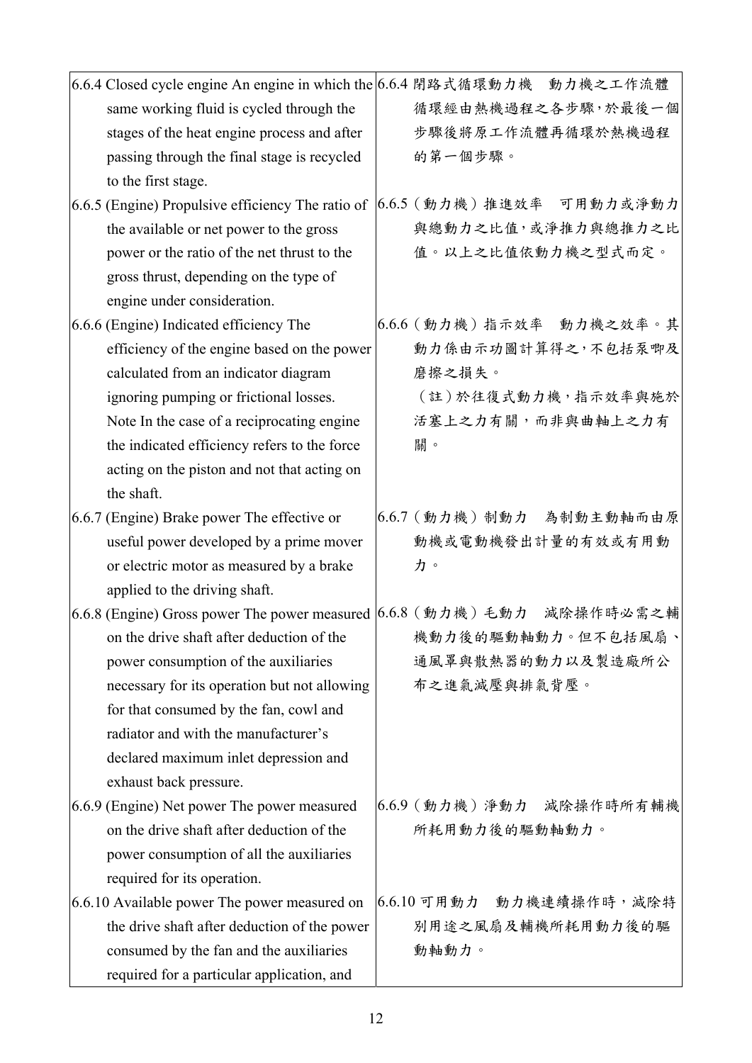| | |
|---|---|
| 6.6.4 Closed cycle engine An engine in which the same working fluid is cycled through the stages of the heat engine process and after passing through the final stage is recycled to the first stage. | 6.6.4 閉路式循環動力機　動力機之工作流體循環經由熱機過程之各步驟，於最後一個步驟後將原工作流體再循環於熱機過程的第一個步驟。 |
| 6.6.5 (Engine) Propulsive efficiency The ratio of the available or net power to the gross power or the ratio of the net thrust to the gross thrust, depending on the type of engine under consideration. | 6.6.5（動力機）推進效率　可用動力或淨動力與總動力之比值，或淨推力與總推力之比值。以上之比值依動力機之型式而定。 |
| 6.6.6 (Engine) Indicated efficiency The efficiency of the engine based on the power calculated from an indicator diagram ignoring pumping or frictional losses.<br>Note In the case of a reciprocating engine the indicated efficiency refers to the force acting on the piston and not that acting on the shaft. | 6.6.6（動力機）指示效率　動力機之效率。其動力係由示功圖計算得之，不包括泵唧及磨擦之損失。<br>（註）於往復式動力機，指示效率與施於活塞上之力有關，而非與曲軸上之力有關。 |
| 6.6.7 (Engine) Brake power The effective or useful power developed by a prime mover or electric motor as measured by a brake applied to the driving shaft. | 6.6.7（動力機）制動力　為制動主動軸而由原動機或電動機發出計量的有效或有用動力。 |
| 6.6.8 (Engine) Gross power The power measured on the drive shaft after deduction of the power consumption of the auxiliaries necessary for its operation but not allowing for that consumed by the fan, cowl and radiator and with the manufacturer's declared maximum inlet depression and exhaust back pressure. | 6.6.8（動力機）毛動力　減除操作時必需之輔機動力後的驅動軸動力。但不包括風扇、通風罩與散熱器的動力以及製造廠所公布之進氣減壓與排氣背壓。 |
| 6.6.9 (Engine) Net power The power measured on the drive shaft after deduction of the power consumption of all the auxiliaries required for its operation. | 6.6.9（動力機）淨動力　減除操作時所有輔機所耗用動力後的驅動軸動力。 |
| 6.6.10 Available power The power measured on the drive shaft after deduction of the power consumed by the fan and the auxiliaries required for a particular application, and | 6.6.10 可用動力　動力機連續操作時，減除特別用途之風扇及輔機所耗用動力後的驅動軸動力。 |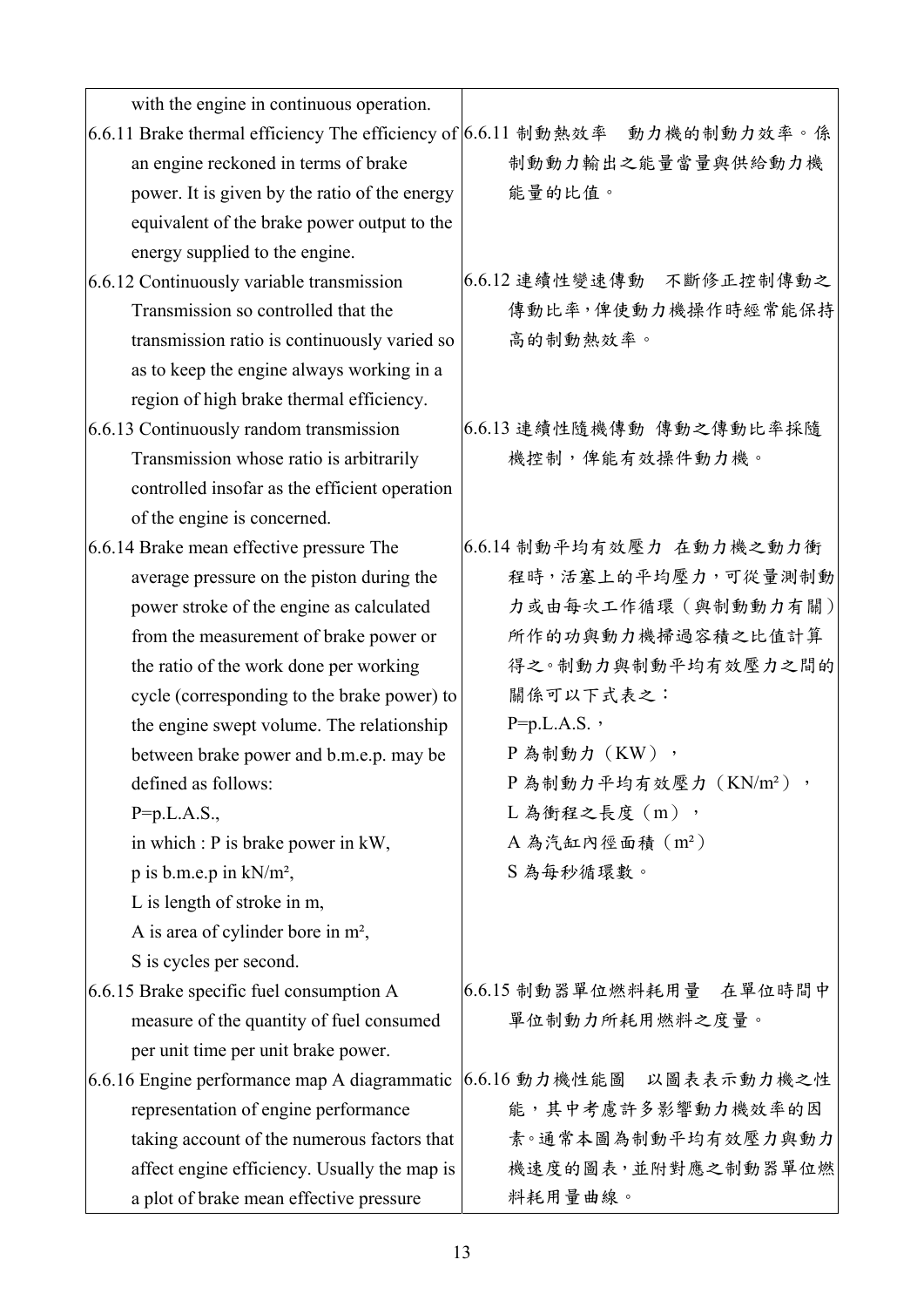| | |
|---|---|
| with the engine in continuous operation. | |
| 6.6.11 Brake thermal efficiency The efficiency of an engine reckoned in terms of brake power. It is given by the ratio of the energy equivalent of the brake power output to the energy supplied to the engine. | 6.6.11 制動熱效率　動力機的制動力效率。係制動動力輸出之能量當量與供給動力機能量的比值。 |
| 6.6.12 Continuously variable transmission Transmission so controlled that the transmission ratio is continuously varied so as to keep the engine always working in a region of high brake thermal efficiency. | 6.6.12 連續性變速傳動　不斷修正控制傳動之傳動比率，俾使動力機操作時經常能保持高的制動熱效率。 |
| 6.6.13 Continuously random transmission Transmission whose ratio is arbitrarily controlled insofar as the efficient operation of the engine is concerned. | 6.6.13 連續性隨機傳動 傳動之傳動比率採隨機控制，俾能有效操件動力機。 |
| 6.6.14 Brake mean effective pressure The average pressure on the piston during the power stroke of the engine as calculated from the measurement of brake power or the ratio of the work done per working cycle (corresponding to the brake power) to the engine swept volume. The relationship between brake power and b.m.e.p. may be defined as follows:<br>P=p.L.A.S.,<br>in which : P is brake power in kW,<br>p is b.m.e.p in kN/m²,<br>L is length of stroke in m,<br>A is area of cylinder bore in m²,<br>S is cycles per second. | 6.6.14 制動平均有效壓力 在動力機之動力衝程時，活塞上的平均壓力，可從量測制動力或由每次工作循環（與制動動力有關）所作的功與動力機掃過容積之比值計算得之。制動力與制動平均有效壓力之間的關係可以下式表之：<br>P=p.L.A.S.，<br>P 為制動力（KW），<br>P 為制動力平均有效壓力（KN/m²），<br>L 為衝程之長度（m），<br>A 為汽缸內徑面積（m²）<br>S 為每秒循環數。 |
| 6.6.15 Brake specific fuel consumption A measure of the quantity of fuel consumed per unit time per unit brake power. | 6.6.15 制動器單位燃料耗用量　在單位時間中單位制動力所耗用燃料之度量。 |
| 6.6.16 Engine performance map A diagrammatic representation of engine performance taking account of the numerous factors that affect engine efficiency. Usually the map is a plot of brake mean effective pressure | 6.6.16 動力機性能圖　以圖表表示動力機之性能，其中考慮許多影響動力機效率的因素。通常本圖為制動平均有效壓力與動力機速度的圖表，並附對應之制動器單位燃料耗用量曲線。 |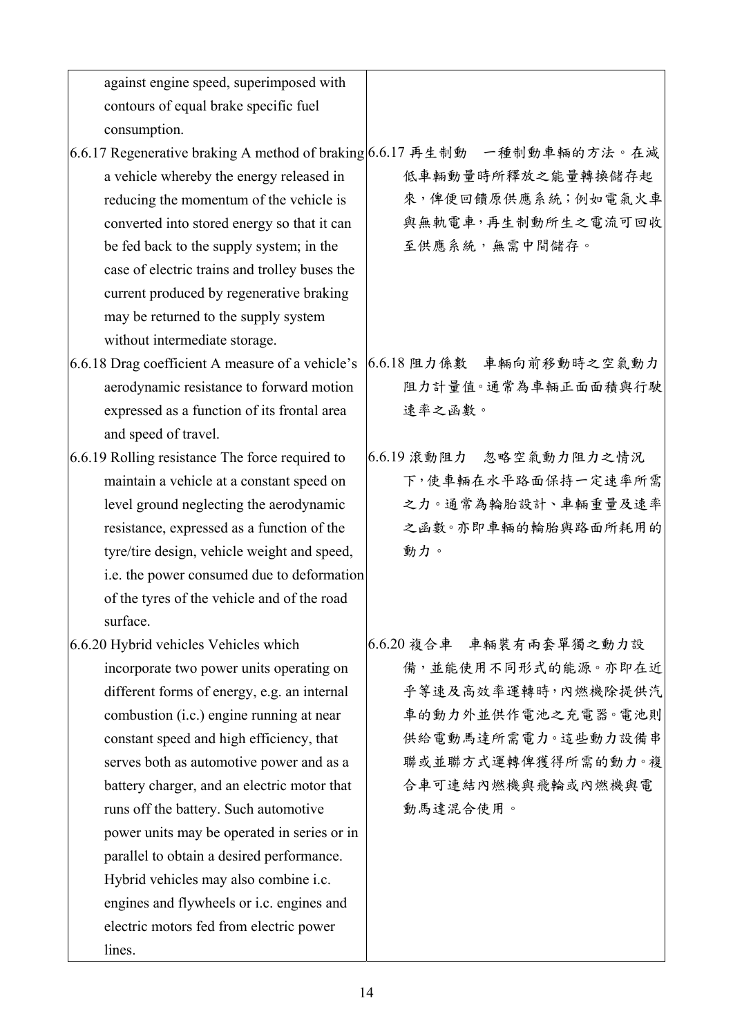| | |
|---|---|
| against engine speed, superimposed with contours of equal brake specific fuel consumption. | |
| 6.6.17 Regenerative braking A method of braking a vehicle whereby the energy released in reducing the momentum of the vehicle is converted into stored energy so that it can be fed back to the supply system; in the case of electric trains and trolley buses the current produced by regenerative braking may be returned to the supply system without intermediate storage. | 6.6.17 再生制動　一種制動車輛的方法。在減低車輛動量時所釋放之能量轉換儲存起來，俾便回饋原供應系統；例如電氣火車與無軌電車，再生制動所生之電流可回收至供應系統，無需中間儲存。 |
| 6.6.18 Drag coefficient A measure of a vehicle's aerodynamic resistance to forward motion expressed as a function of its frontal area and speed of travel. | 6.6.18 阻力係數　車輛向前移動時之空氣動力阻力計量值。通常為車輛正面面積與行駛速率之函數。 |
| 6.6.19 Rolling resistance The force required to maintain a vehicle at a constant speed on level ground neglecting the aerodynamic resistance, expressed as a function of the tyre/tire design, vehicle weight and speed, i.e. the power consumed due to deformation of the tyres of the vehicle and of the road surface. | 6.6.19 滾動阻力　忽略空氣動力阻力之情況下，使車輛在水平路面保持一定速率所需之力。通常為輪胎設計、車輛重量及速率之函數。亦即車輛的輪胎與路面所耗用的動力。 |
| 6.6.20 Hybrid vehicles Vehicles which incorporate two power units operating on different forms of energy, e.g. an internal combustion (i.c.) engine running at near constant speed and high efficiency, that serves both as automotive power and as a battery charger, and an electric motor that runs off the battery. Such automotive power units may be operated in series or in parallel to obtain a desired performance. Hybrid vehicles may also combine i.c. engines and flywheels or i.c. engines and electric motors fed from electric power lines. | 6.6.20 複合車　車輛裝有兩套單獨之動力設備，並能使用不同形式的能源。亦即在近乎等速及高效率運轉時，內燃機除提供汽車的動力外並供作電池之充電器。電池則供給電動馬達所需電力。這些動力設備串聯或並聯方式運轉俾獲得所需的動力。複合車可連結內燃機與飛輪或內燃機與電動馬達混合使用。 |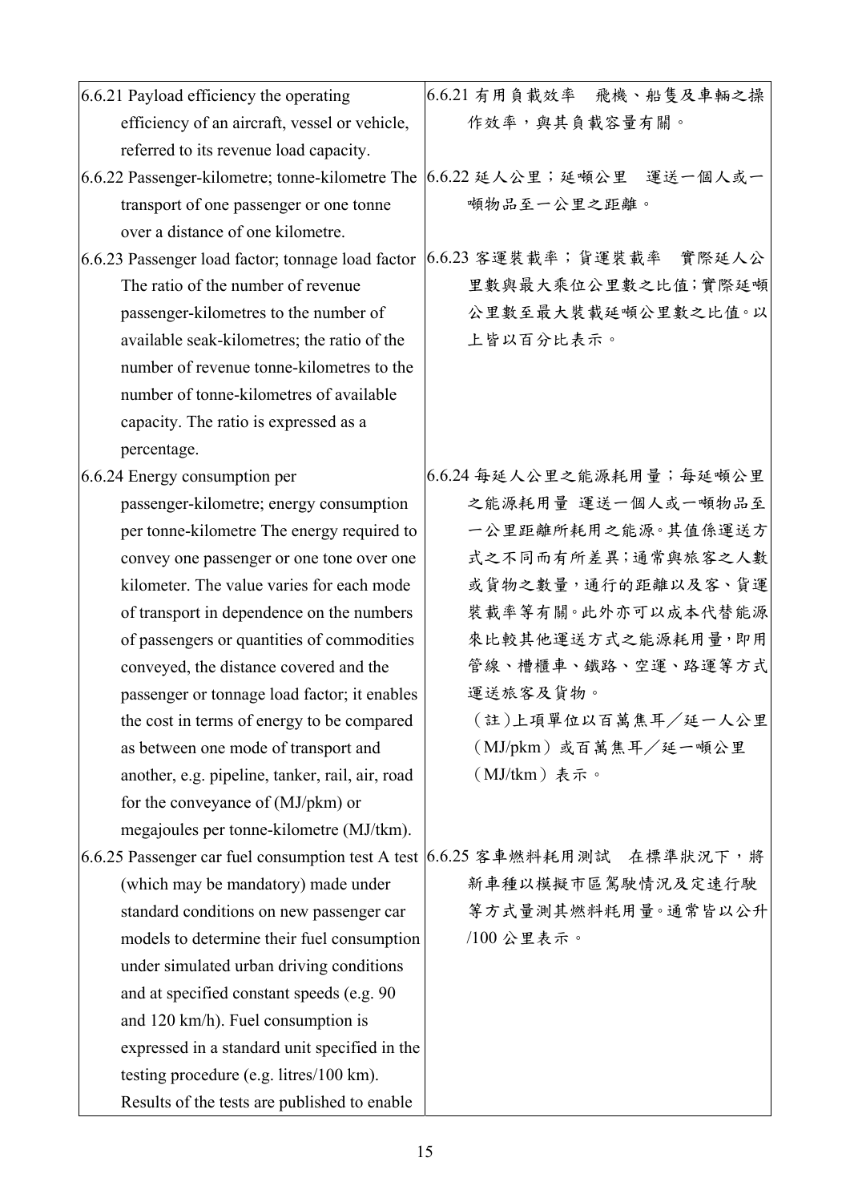| | |
|---|---|
| 6.6.21 Payload efficiency the operating efficiency of an aircraft, vessel or vehicle, referred to its revenue load capacity. | 6.6.21 有用負載效率　飛機、船隻及車輛之操作效率，與其負載容量有關。 |
| 6.6.22 Passenger-kilometre; tonne-kilometre The transport of one passenger or one tonne over a distance of one kilometre. | 6.6.22 延人公里；延噸公里　運送一個人或一噸物品至一公里之距離。 |
| 6.6.23 Passenger load factor; tonnage load factor The ratio of the number of revenue passenger-kilometres to the number of available seak-kilometres; the ratio of the number of revenue tonne-kilometres to the number of tonne-kilometres of available capacity. The ratio is expressed as a percentage. | 6.6.23 客運裝載率；貨運裝載率　實際延人公里數與最大乘位公里數之比值；實際延噸公里數至最大裝載延噸公里數之比值。以上皆以百分比表示。 |
| 6.6.24 Energy consumption per passenger-kilometre; energy consumption per tonne-kilometre The energy required to convey one passenger or one tone over one kilometer. The value varies for each mode of transport in dependence on the numbers of passengers or quantities of commodities conveyed, the distance covered and the passenger or tonnage load factor; it enables the cost in terms of energy to be compared as between one mode of transport and another, e.g. pipeline, tanker, rail, air, road for the conveyance of (MJ/pkm) or megajoules per tonne-kilometre (MJ/tkm). | 6.6.24 每延人公里之能源耗用量；每延噸公里之能源耗用量 運送一個人或一噸物品至一公里距離所耗用之能源。其值係運送方式之不同而有所差異；通常與旅客之人數或貨物之數量，通行的距離以及客、貨運裝載率等有關。此外亦可以成本代替能源來比較其他運送方式之能源耗用量，即用管線、槽櫃車、鐵路、空運、路運等方式運送旅客及貨物。<br>（註）上項單位以百萬焦耳／延一人公里（MJ/pkm）或百萬焦耳／延一噸公里（MJ/tkm）表示。 |
| 6.6.25 Passenger car fuel consumption test A test (which may be mandatory) made under standard conditions on new passenger car models to determine their fuel consumption under simulated urban driving conditions and at specified constant speeds (e.g. 90 and 120 km/h). Fuel consumption is expressed in a standard unit specified in the testing procedure (e.g. litres/100 km). Results of the tests are published to enable | 6.6.25 客車燃料耗用測試　在標準狀況下，將新車種以模擬市區駕駛情況及定速行駛等方式量測其燃料耗用量。通常皆以公升/100 公里表示。 |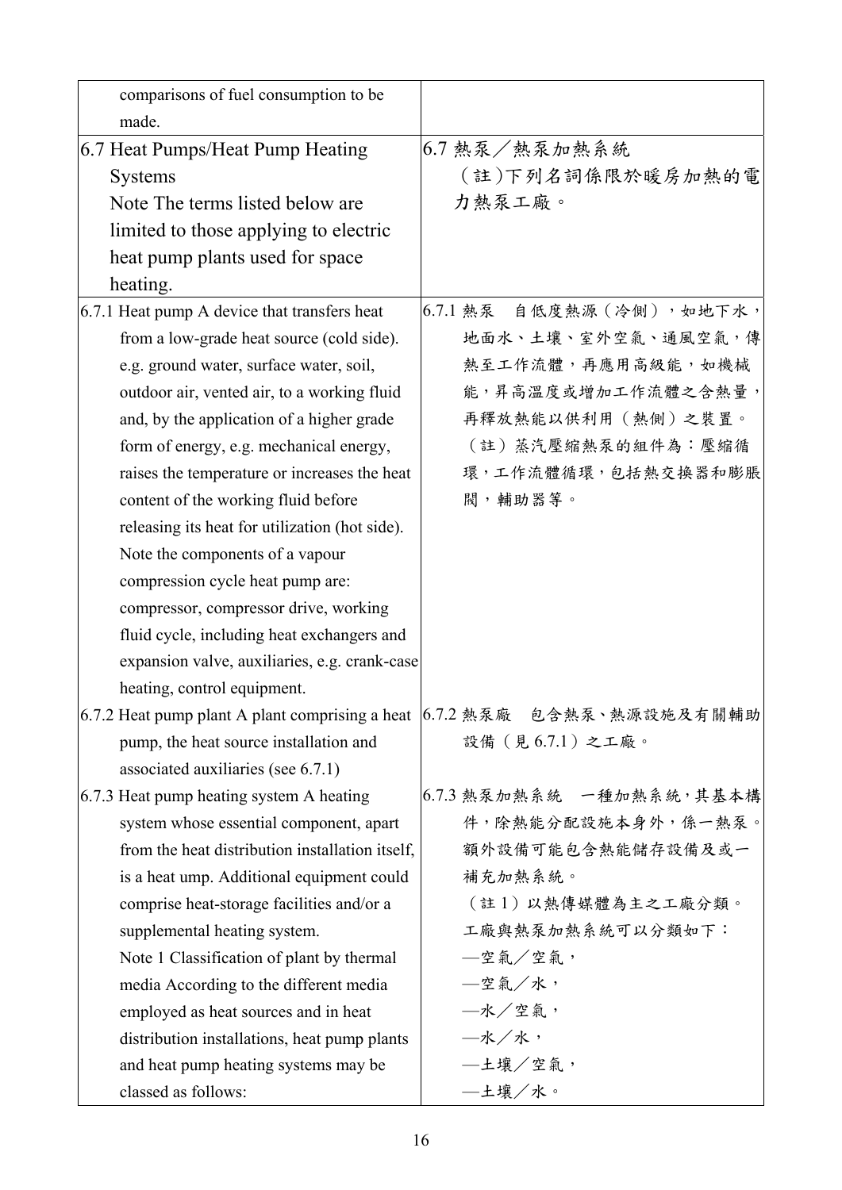| | |
|---|---|
| comparisons of fuel consumption to be made. | |
| 6.7 Heat Pumps/Heat Pump Heating Systems<br>Note The terms listed below are limited to those applying to electric heat pump plants used for space heating. | 6.7 熱泵／熱泵加熱系統<br>(註)下列名詞係限於暖房加熱的電力熱泵工廠。 |
| 6.7.1 Heat pump A device that transfers heat from a low-grade heat source (cold side). e.g. ground water, surface water, soil, outdoor air, vented air, to a working fluid and, by the application of a higher grade form of energy, e.g. mechanical energy, raises the temperature or increases the heat content of the working fluid before releasing its heat for utilization (hot side).<br>Note the components of a vapour compression cycle heat pump are: compressor, compressor drive, working fluid cycle, including heat exchangers and expansion valve, auxiliaries, e.g. crank-case heating, control equipment. | 6.7.1 熱泵　自低度熱源（冷側），如地下水，地面水、土壤、室外空氣、通風空氣，傳熱至工作流體，再應用高級能，如機械能，昇高溫度或增加工作流體之含熱量，再釋放熱能以供利用（熱側）之裝置。<br>（註）蒸汽壓縮熱泵的組件為：壓縮循環，工作流體循環，包括熱交換器和膨脹閥，輔助器等。 |
| 6.7.2 Heat pump plant A plant comprising a heat pump, the heat source installation and associated auxiliaries (see 6.7.1) | 6.7.2 熱泵廠　包含熱泵、熱源設施及有關輔助設備（見 6.7.1）之工廠。 |
| 6.7.3 Heat pump heating system A heating system whose essential component, apart from the heat distribution installation itself, is a heat ump. Additional equipment could comprise heat-storage facilities and/or a supplemental heating system.<br>Note 1 Classification of plant by thermal media According to the different media employed as heat sources and in heat distribution installations, heat pump plants and heat pump heating systems may be classed as follows: | 6.7.3 熱泵加熱系統　一種加熱系統，其基本構件，除熱能分配設施本身外，係一熱泵。額外設備可能包含熱能儲存設備及或一補充加熱系統。<br>（註 1）以熱傳媒體為主之工廠分類。工廠與熱泵加熱系統可以分類如下：<br>—空氣／空氣，<br>—空氣／水，<br>—水／空氣，<br>—水／水，<br>—土壤／空氣，<br>—土壤／水。 |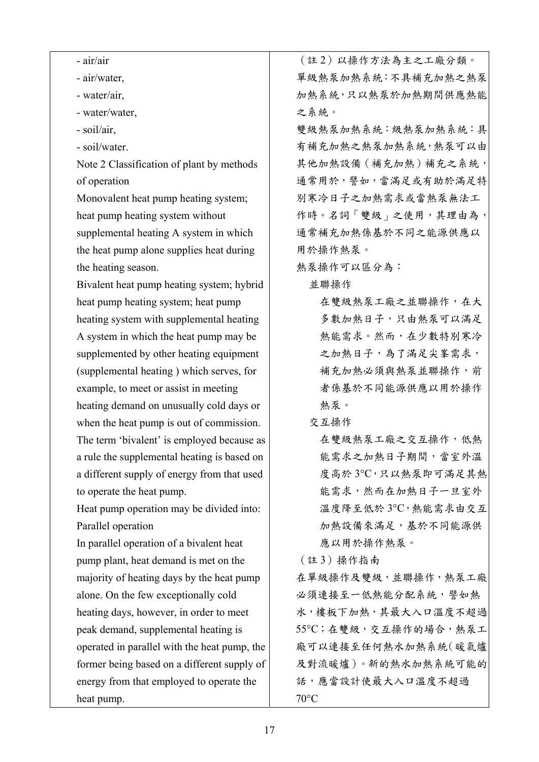| - air/air<br>- air/water,<br>- water/air,<br>- water/water,<br>- soil/air,<br>- soil/water.<br>Note 2 Classification of plant by methods of operation<br>Monovalent heat pump heating system; heat pump heating system without supplemental heating A system in which the heat pump alone supplies heat during the heating season.<br>Bivalent heat pump heating system; hybrid heat pump heating system; heat pump heating system with supplemental heating A system in which the heat pump may be supplemented by other heating equipment (supplemental heating ) which serves, for example, to meet or assist in meeting heating demand on unusually cold days or when the heat pump is out of commission. The term 'bivalent' is employed because as a rule the supplemental heating is based on a different supply of energy from that used to operate the heat pump.<br>Heat pump operation may be divided into:<br>Parallel operation<br>In parallel operation of a bivalent heat pump plant, heat demand is met on the majority of heating days by the heat pump alone. On the few exceptionally cold heating days, however, in order to meet peak demand, supplemental heating is operated in parallel with the heat pump, the former being based on a different supply of energy from that employed to operate the heat pump. | （註 2）以操作方法為主之工廠分類。<br>單級熱泵加熱系統：不具補充加熱之熱泵加熱系統，只以熱泵於加熱期間供應熱能之系統。<br>雙級熱泵加熱系統：級熱泵加熱系統：具有補充加熱之熱泵加熱系統，熱泵可以由其他加熱設備（補充加熱）補充之系統，通常用於，譬如，當滿足或有助於滿足特別寒冷日子之加熱需求或當熱泵無法工作時。名詞「雙級」之使用，其理由為，通常補充加熱係基於不同之能源供應以用於操作熱泵。<br>熱泵操作可以區分為：<br>並聯操作<br>在雙級熱泵工廠之並聯操作，在大多數加熱日子，只由熱泵可以滿足熱能需求。然而，在少數特別寒冷之加熱日子，為了滿足尖峯需求，補充加熱必須與熱泵並聯操作，前者係基於不同能源供應以用於操作熱泵。<br>交互操作<br>在雙級熱泵工廠之交互操作，低熱能需求之加熱日子期間，當室外溫度高於 3°C，只以熱泵即可滿足其熱能需求，然而在加熱日子一旦室外溫度降至低於 3°C，熱能需求由交互加熱設備來滿足，基於不同能源供應以用於操作熱泵。<br>（註 3）操作指南<br>在單級操作及雙級，並聯操作，熱泵工廠必須連接至一低熱能分配系統，譬如熱水，樓板下加熱，其最大入口溫度不超過 55°C；在雙級，交互操作的場合，熱泵工廠可以連接至任何熱水加熱系統(暖氣爐及對流暖爐)。新的熱水加熱系統可能的話，應當設計使最大入口溫度不超過 70°C |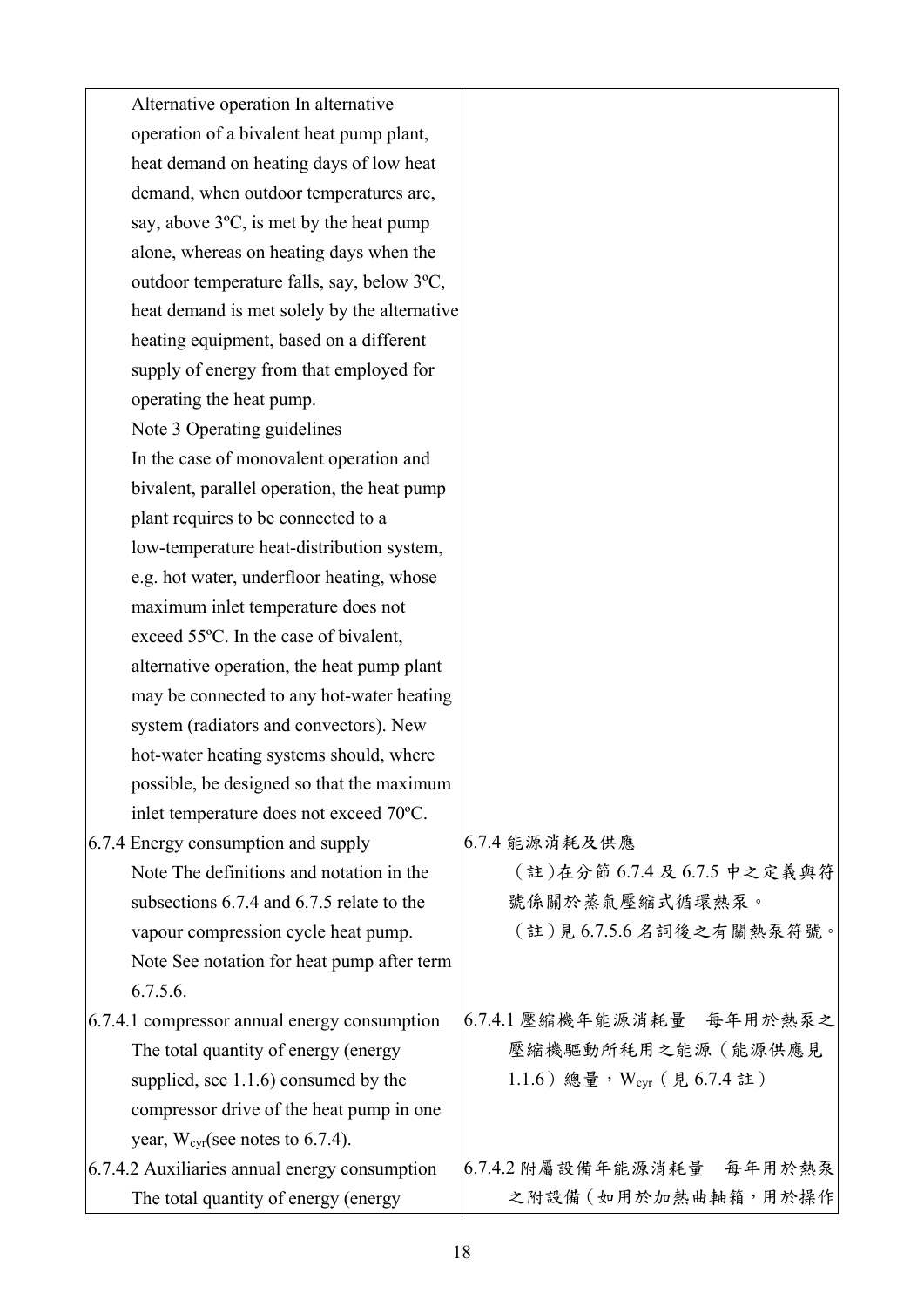| | |
|---|---|
| Alternative operation In alternative operation of a bivalent heat pump plant, heat demand on heating days of low heat demand, when outdoor temperatures are, say, above 3ºC, is met by the heat pump alone, whereas on heating days when the outdoor temperature falls, say, below 3ºC, heat demand is met solely by the alternative heating equipment, based on a different supply of energy from that employed for operating the heat pump.<br>Note 3 Operating guidelines<br>In the case of monovalent operation and bivalent, parallel operation, the heat pump plant requires to be connected to a low-temperature heat-distribution system, e.g. hot water, underfloor heating, whose maximum inlet temperature does not exceed 55ºC. In the case of bivalent, alternative operation, the heat pump plant may be connected to any hot-water heating system (radiators and convectors). New hot-water heating systems should, where possible, be designed so that the maximum inlet temperature does not exceed 70ºC. | |
| 6.7.4 Energy consumption and supply<br>Note The definitions and notation in the subsections 6.7.4 and 6.7.5 relate to the vapour compression cycle heat pump.<br>Note See notation for heat pump after term 6.7.5.6. | 6.7.4 能源消耗及供應<br>（註）在分節 6.7.4 及 6.7.5 中之定義與符號係關於蒸氣壓縮式循環熱泵。<br>（註）見 6.7.5.6 名詞後之有關熱泵符號。 |
| 6.7.4.1 compressor annual energy consumption<br>The total quantity of energy (energy supplied, see 1.1.6) consumed by the compressor drive of the heat pump in one year, $W_{cyr}$(see notes to 6.7.4). | 6.7.4.1 壓縮機年能源消耗量　每年用於熱泵之壓縮機驅動所耗用之能源（能源供應見 1.1.6）總量，$W_{cyr}$（見 6.7.4 註） |
| 6.7.4.2 Auxiliaries annual energy consumption<br>The total quantity of energy (energy | 6.7.4.2 附屬設備年能源消耗量　每年用於熱泵之附設備（如用於加熱曲軸箱，用於操作 |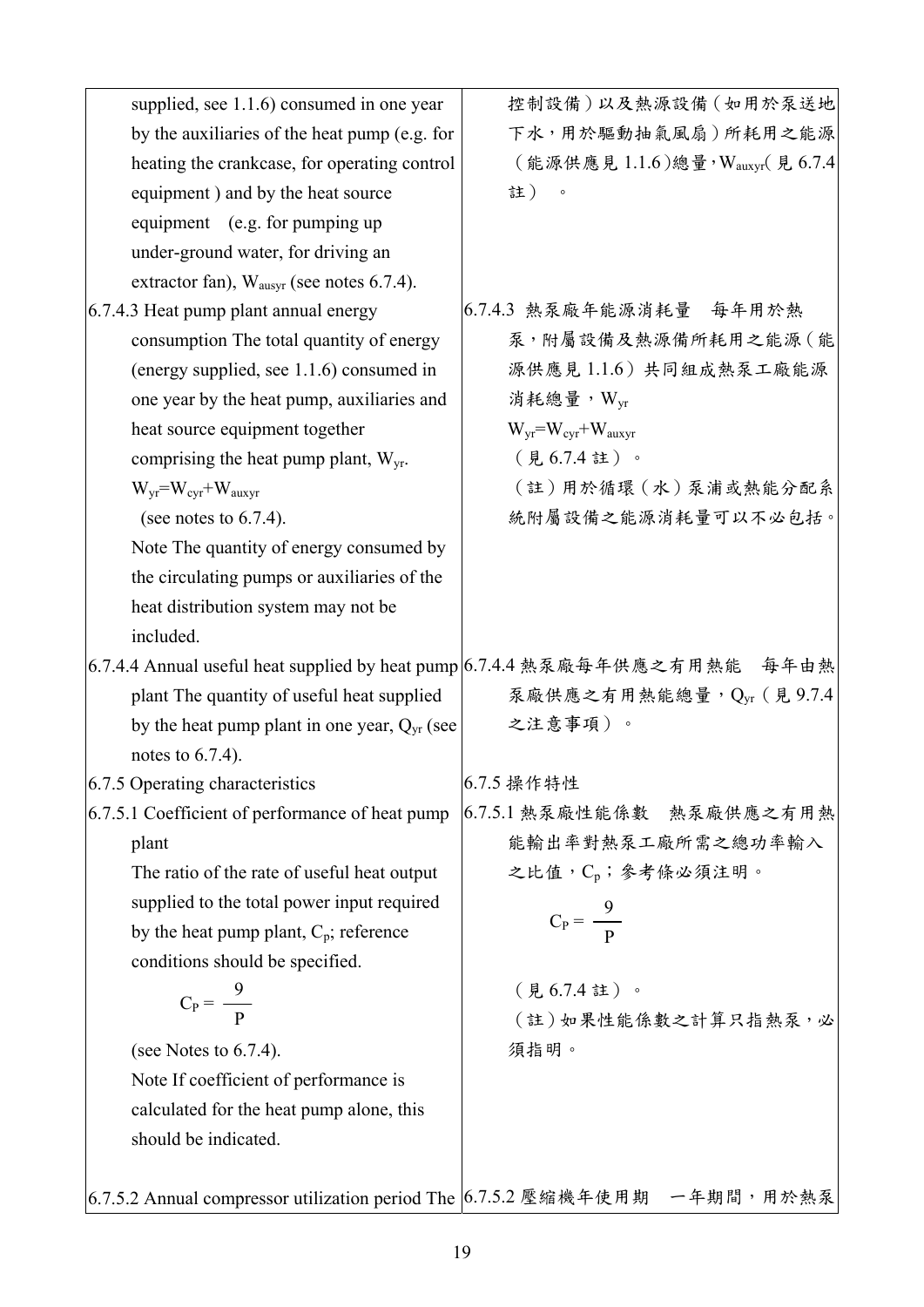| | |
|---|---|
| supplied, see 1.1.6) consumed in one year by the auxiliaries of the heat pump (e.g. for heating the crankcase, for operating control equipment ) and by the heat source equipment (e.g. for pumping up under-ground water, for driving an extractor fan), $W_{ausyr}$ (see notes 6.7.4). | 控制設備）以及熱源設備（如用於泵送地下水，用於驅動抽氣風扇）所耗用之能源（能源供應見 1.1.6）總量，$W_{auxyr}$（見 6.7.4 註）。 |
| 6.7.4.3 Heat pump plant annual energy consumption The total quantity of energy (energy supplied, see 1.1.6) consumed in one year by the heat pump, auxiliaries and heat source equipment together comprising the heat pump plant, $W_{yr}$. $W_{yr}=W_{cyr}+W_{auxyr}$ (see notes to 6.7.4). Note The quantity of energy consumed by the circulating pumps or auxiliaries of the heat distribution system may not be included. | 6.7.4.3 熱泵廠年能源消耗量 每年用於熱泵，附屬設備及熱源備所耗用之能源（能源供應見 1.1.6）共同組成熱泵工廠能源消耗總量，$W_{yr}$ $W_{yr}=W_{cyr}+W_{auxyr}$（見 6.7.4 註）。（註）用於循環（水）泵浦或熱能分配系統附屬設備之能源消耗量可以不必包括。 |
| 6.7.4.4 Annual useful heat supplied by heat pump plant The quantity of useful heat supplied by the heat pump plant in one year, $Q_{yr}$ (see notes to 6.7.4). | 6.7.4.4 熱泵廠每年供應之有用熱能 每年由熱泵廠供應之有用熱能總量，$Q_{yr}$（見 9.7.4 之注意事項）。 |
| 6.7.5 Operating characteristics | 6.7.5 操作特性 |
| 6.7.5.1 Coefficient of performance of heat pump plant The ratio of the rate of useful heat output supplied to the total power input required by the heat pump plant, $C_p$; reference conditions should be specified. $$C_P = \frac{9}{P}$$ (see Notes to 6.7.4). Note If coefficient of performance is calculated for the heat pump alone, this should be indicated. | 6.7.5.1 熱泵廠性能係數 熱泵廠供應之有用熱能輸出率對熱泵工廠所需之總功率輸入之比值，$C_p$；參考條必須注明。 $$C_P = \frac{9}{P}$$（見 6.7.4 註）。（註）如果性能係數之計算只指熱泵，必須指明。 |
| 6.7.5.2 Annual compressor utilization period The | 6.7.5.2 壓縮機年使用期 一年期間，用於熱泵 |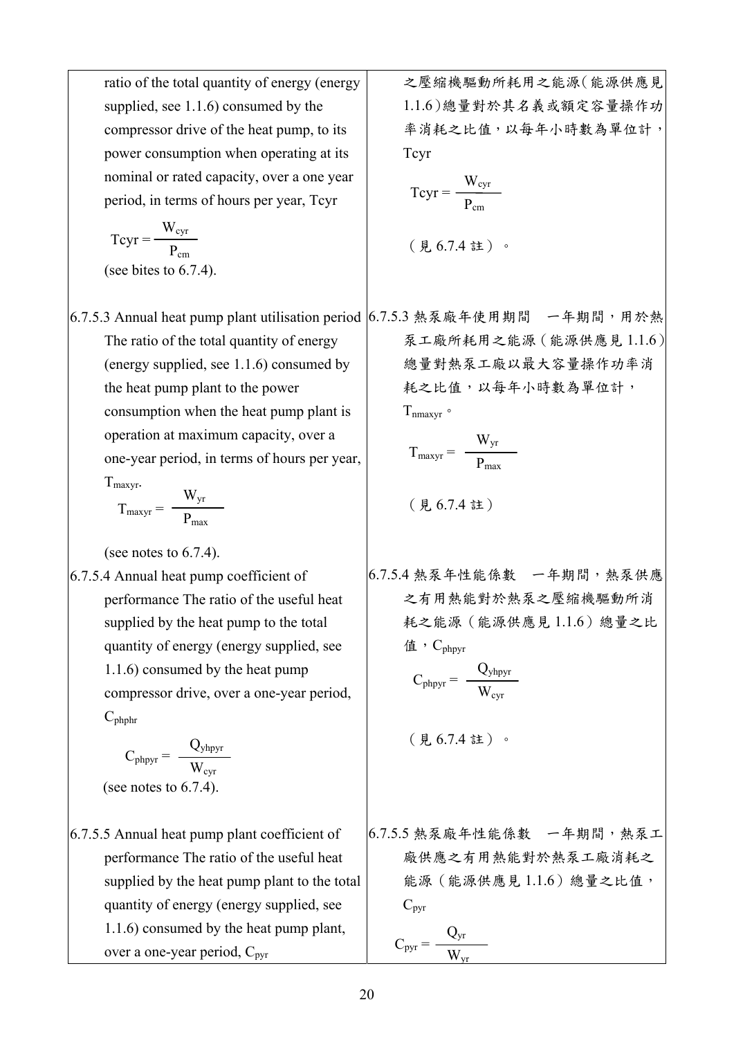| | |
|---|---|
| ratio of the total quantity of energy (energy supplied, see 1.1.6) consumed by the compressor drive of the heat pump, to its power consumption when operating at its nominal or rated capacity, over a one year period, in terms of hours per year, Tcyr<br><br>$$Tcyr = \frac{W_{cyr}}{P_{cm}}$$<br>(see bites to 6.7.4). | 之壓縮機驅動所耗用之能源（能源供應見1.1.6）總量對於其名義或額定容量操作功率消耗之比值，以每年小時數為單位計，Tcyr<br><br>$$Tcyr = \frac{W_{cyr}}{P_{cm}}$$<br>（見 6.7.4 註）。 |
| 6.7.5.3 Annual heat pump plant utilisation period The ratio of the total quantity of energy (energy supplied, see 1.1.6) consumed by the heat pump plant to the power consumption when the heat pump plant is operation at maximum capacity, over a one-year period, in terms of hours per year, $T_{maxyr}$.<br><br>$$T_{maxyr} = \frac{W_{yr}}{P_{max}}$$<br>(see notes to 6.7.4). | 6.7.5.3 熱泵廠年使用期間　一年期間，用於熱泵工廠所耗用之能源（能源供應見 1.1.6）總量對熱泵工廠以最大容量操作功率消耗之比值，以每年小時數為單位計，$T_{nmaxyr}$。<br><br>$$T_{maxyr} = \frac{W_{yr}}{P_{max}}$$<br>（見 6.7.4 註） |
| 6.7.5.4 Annual heat pump coefficient of performance The ratio of the useful heat supplied by the heat pump to the total quantity of energy (energy supplied, see 1.1.6) consumed by the heat pump compressor drive, over a one-year period, $C_{phphr}$<br><br>$$C_{phpyr} = \frac{Q_{yhpyr}}{W_{cyr}}$$<br>(see notes to 6.7.4). | 6.7.5.4 熱泵年性能係數　一年期間，熱泵供應之有用熱能對於熱泵之壓縮機驅動所消耗之能源（能源供應見 1.1.6）總量之比值，$C_{phpyr}$<br><br>$$C_{phpyr} = \frac{Q_{yhpyr}}{W_{cyr}}$$<br>（見 6.7.4 註）。 |
| 6.7.5.5 Annual heat pump plant coefficient of performance The ratio of the useful heat supplied by the heat pump plant to the total quantity of energy (energy supplied, see 1.1.6) consumed by the heat pump plant, over a one-year period, $C_{pyr}$ | 6.7.5.5 熱泵廠年性能係數　一年期間，熱泵工廠供應之有用熱能對於熱泵工廠消耗之能源（能源供應見 1.1.6）總量之比值，$C_{pyr}$<br><br>$$C_{pyr} = \frac{Q_{yr}}{W_{yr}}$$ |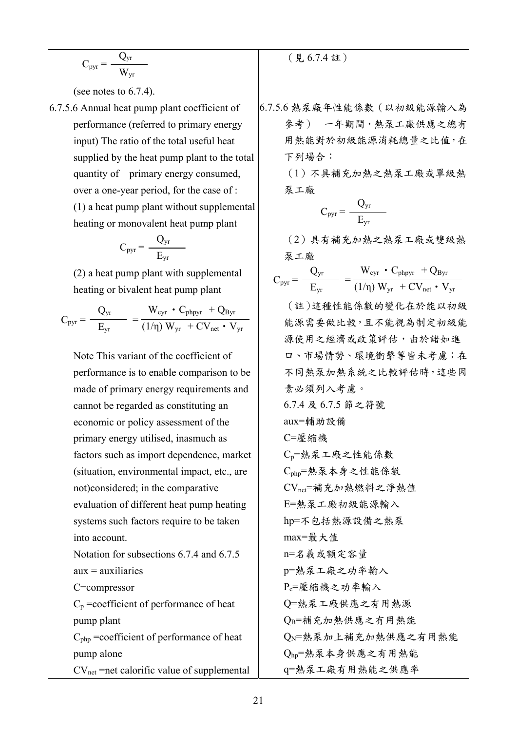| | |
|---|---|
| $$C_{pyr} = \frac{Q_{yr}}{W_{yr}}$$ (see notes to 6.7.4). | （見 6.7.4 註） |
| 6.7.5.6 Annual heat pump plant coefficient of performance (referred to primary energy input) The ratio of the total useful heat supplied by the heat pump plant to the total quantity of primary energy consumed, over a one-year period, for the case of : (1) a heat pump plant without supplemental heating or monovalent heat pump plant $$C_{pyr} = \frac{Q_{yr}}{E_{yr}}$$ (2) a heat pump plant with supplemental heating or bivalent heat pump plant $$C_{pyr} = \frac{Q_{yr}}{E_{yr}} = \frac{W_{cyr} \cdot C_{phpyr} + Q_{Byr}}{(1/\eta)\ W_{yr} + CV_{net} \cdot V_{yr}}$$ Note This variant of the coefficient of performance is to enable comparison to be made of primary energy requirements and cannot be regarded as constituting an economic or policy assessment of the primary energy utilised, inasmuch as factors such as import dependence, market (situation, environmental impact, etc., are not)considered; in the comparative evaluation of different heat pump heating systems such factors require to be taken into account. | 6.7.5.6 熱泵廠年性能係數（以初級能源輸入為參考） 一年期間，熱泵工廠供應之總有用熱能對於初級能源消耗總量之比值，在下列場合：（1）不具補充加熱之熱泵工廠或單級熱泵工廠 $$C_{pyr} = \frac{Q_{yr}}{E_{yr}}$$ （2）具有補充加熱之熱泵工廠或雙級熱泵工廠 $$C_{pyr} = \frac{Q_{yr}}{E_{yr}} = \frac{W_{cyr} \cdot C_{phpyr} + Q_{Byr}}{(1/\eta)\ W_{yr} + CV_{net} \cdot V_{yr}}$$ （註）這種性能係數的變化在於能以初級能源需要做比較，且不能視為制定初級能源使用之經濟或政策評估，由於諸如進口、市場情勢、環境衝擊等皆未考慮；在不同熱泵加熱系統之比較評估時，這些因素必須列入考慮。 |
| Notation for subsections 6.7.4 and 6.7.5 | 6.7.4 及 6.7.5 節之符號 |
| aux = auxiliaries | aux=輔助設備 |
| C=compressor | C=壓縮機 |
| $C_p$ =coefficient of performance of heat pump plant | $C_p$=熱泵工廠之性能係數 |
| $C_{php}$ =coefficient of performance of heat pump alone | $C_{php}$=熱泵本身之性能係數 |
| $CV_{net}$ =net calorific value of supplemental | $CV_{net}$=補充加熱燃料之淨熱值 |
| | E=熱泵工廠初級能源輸入 |
| | hp=不包括熱源設備之熱泵 |
| | max=最大值 |
| | n=名義或額定容量 |
| | p=熱泵工廠之功率輸入 |
| | $P_c$=壓縮機之功率輸入 |
| | Q=熱泵工廠供應之有用熱源 |
| | $Q_B$=補充加熱供應之有用熱能 |
| | $Q_N$=熱泵加上補充加熱供應之有用熱能 |
| | $Q_{hp}$=熱泵本身供應之有用熱能 |
| | q=熱泵工廠有用熱能之供應率 |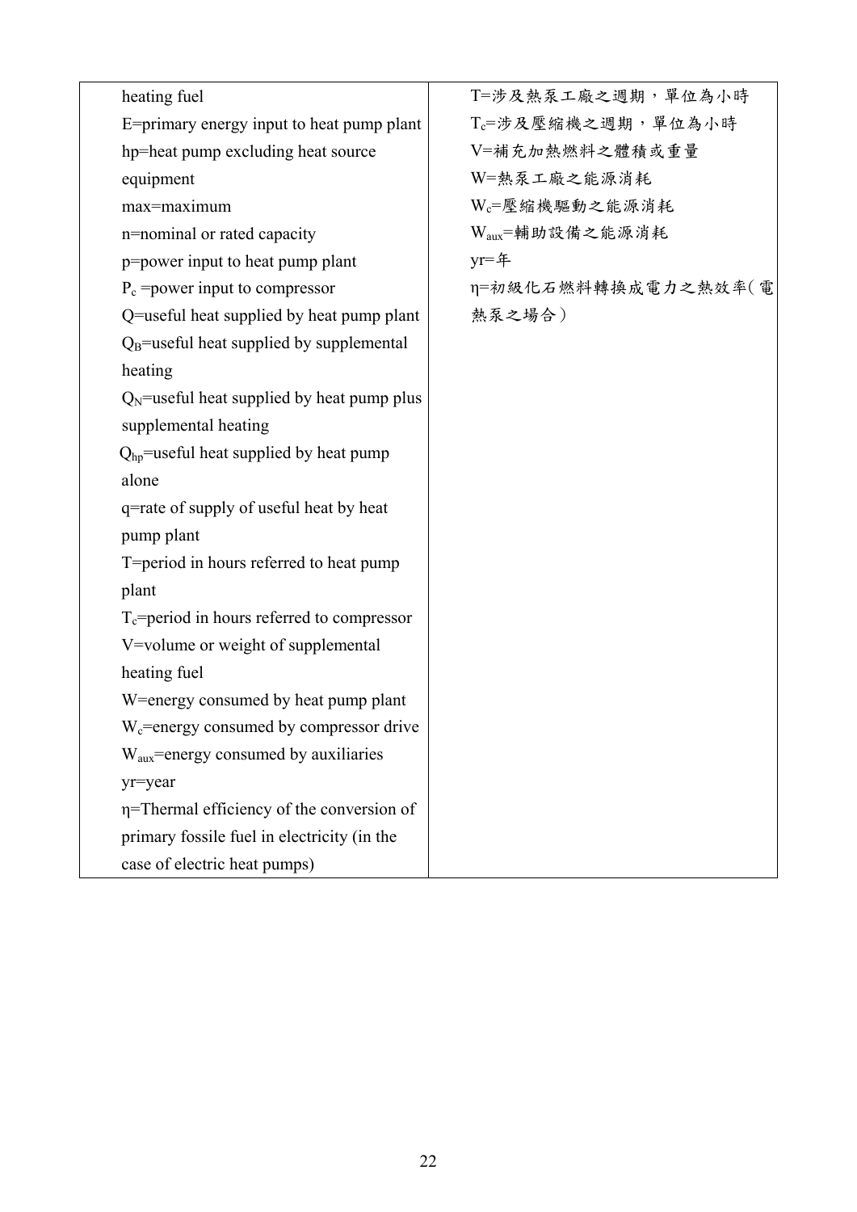| | |
|---|---|
| heating fuel<br>E=primary energy input to heat pump plant<br>hp=heat pump excluding heat source equipment<br>max=maximum<br>n=nominal or rated capacity<br>p=power input to heat pump plant<br>$P_c$ =power input to compressor<br>Q=useful heat supplied by heat pump plant<br>$Q_B$=useful heat supplied by supplemental heating<br>$Q_N$=useful heat supplied by heat pump plus supplemental heating<br>$Q_{hp}$=useful heat supplied by heat pump alone<br>q=rate of supply of useful heat by heat pump plant<br>T=period in hours referred to heat pump plant<br>$T_c$=period in hours referred to compressor<br>V=volume or weight of supplemental heating fuel<br>W=energy consumed by heat pump plant<br>$W_c$=energy consumed by compressor drive<br>$W_{aux}$=energy consumed by auxiliaries<br>yr=year<br>η=Thermal efficiency of the conversion of primary fossile fuel in electricity (in the case of electric heat pumps) | T=涉及熱泵工廠之週期，單位為小時<br>$T_c$=涉及壓縮機之週期，單位為小時<br>V=補充加熱燃料之體積或重量<br>W=熱泵工廠之能源消耗<br>$W_c$=壓縮機驅動之能源消耗<br>$W_{aux}$=輔助設備之能源消耗<br>yr=年<br>η=初級化石燃料轉換成電力之熱效率(電熱泵之場合) |